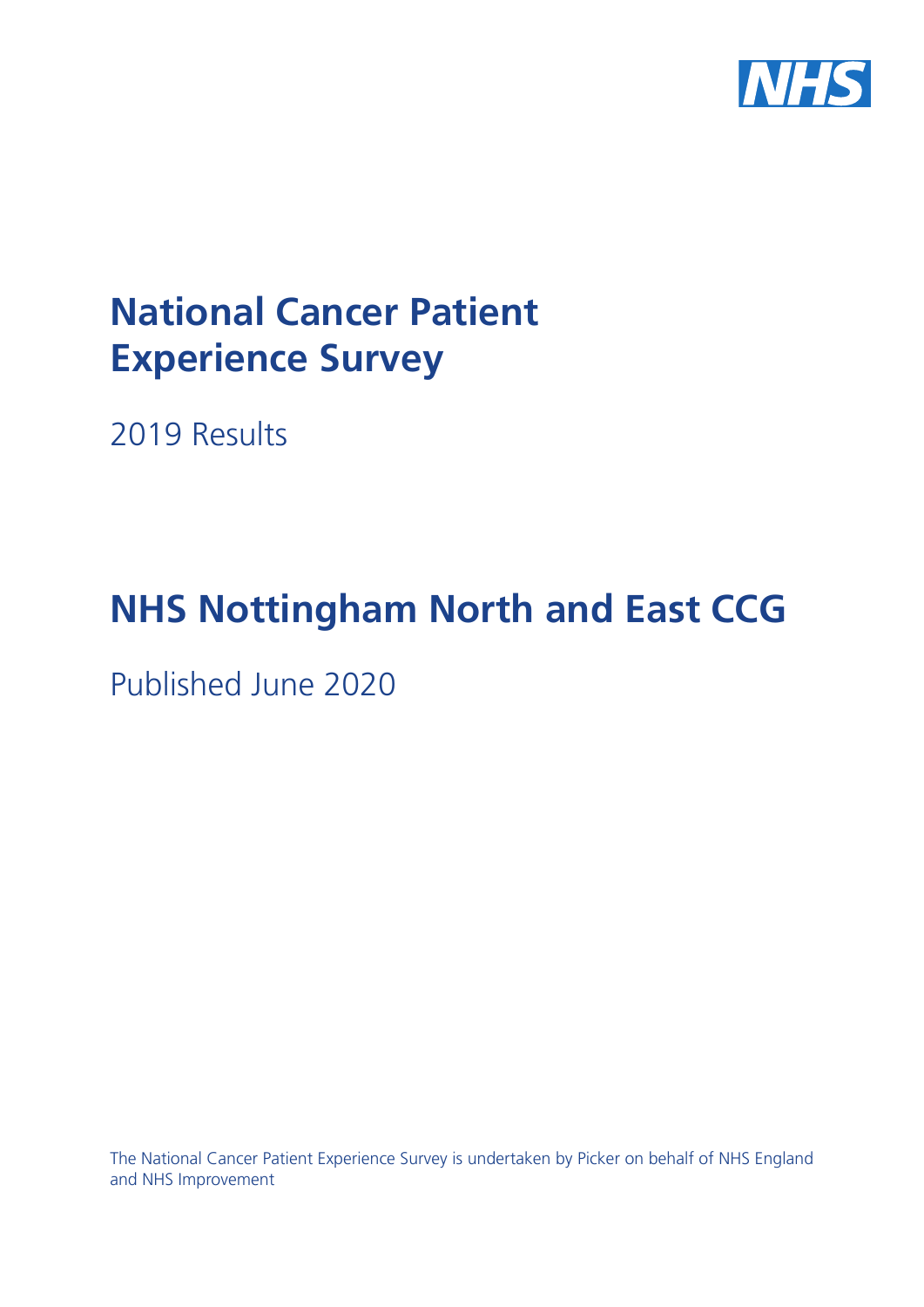# National Cancer Patient Experience Survey

2019 Results

# NHS Nottingham North and East CCG

Published June 2020

The National Cancer Patient Experience Survey is undertaken by Picker on behalf of NHS England and NHS Improvement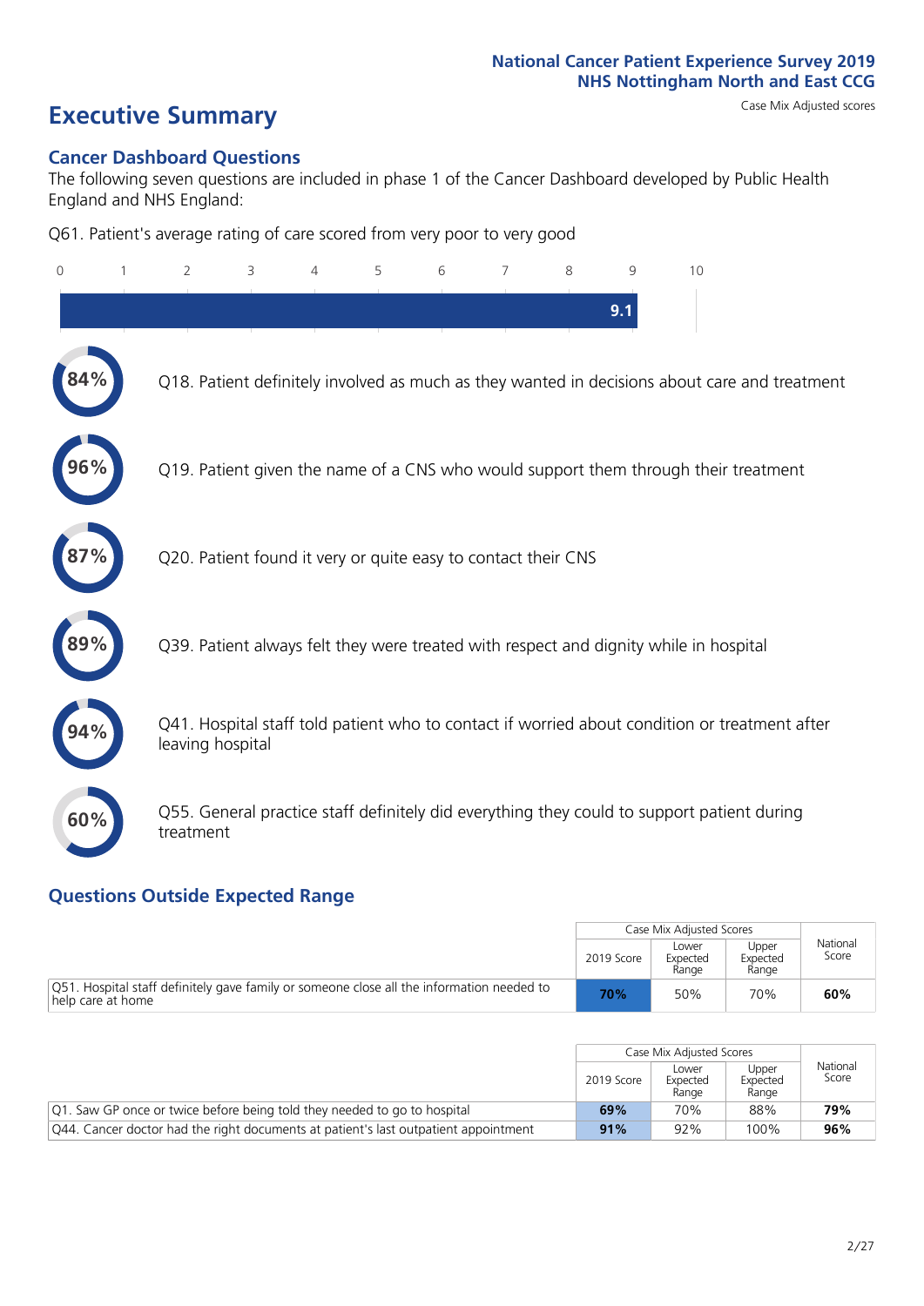National Cancer Patient Experience Survey 2019
NHS Nottingham North and East CCG

# Executive Summary

Case Mix Adjusted scores

## Cancer Dashboard Questions

The following seven questions are included in phase 1 of the Cancer Dashboard developed by Public Health England and NHS England:

Q61. Patient's average rating of care scored from very poor to very good

9.1

- 84% Q18. Patient definitely involved as much as they wanted in decisions about care and treatment
- 96% Q19. Patient given the name of a CNS who would support them through their treatment
- 87% Q20. Patient found it very or quite easy to contact their CNS
- 89% Q39. Patient always felt they were treated with respect and dignity while in hospital
- 94% Q41. Hospital staff told patient who to contact if worried about condition or treatment after leaving hospital
- 60% Q55. General practice staff definitely did everything they could to support patient during treatment

## Questions Outside Expected Range

| | Case Mix Adjusted Scores | | | National Score |
|---|---|---|---|---|
| | 2019 Score | Lower Expected Range | Upper Expected Range | |
| Q51. Hospital staff definitely gave family or someone close all the information needed to help care at home | **70%** | 50% | 70% | **60%** |

| | Case Mix Adjusted Scores | | | National Score |
|---|---|---|---|---|
| | 2019 Score | Lower Expected Range | Upper Expected Range | |
| Q1. Saw GP once or twice before being told they needed to go to hospital | **69%** | 70% | 88% | **79%** |
| Q44. Cancer doctor had the right documents at patient's last outpatient appointment | **91%** | 92% | 100% | **96%** |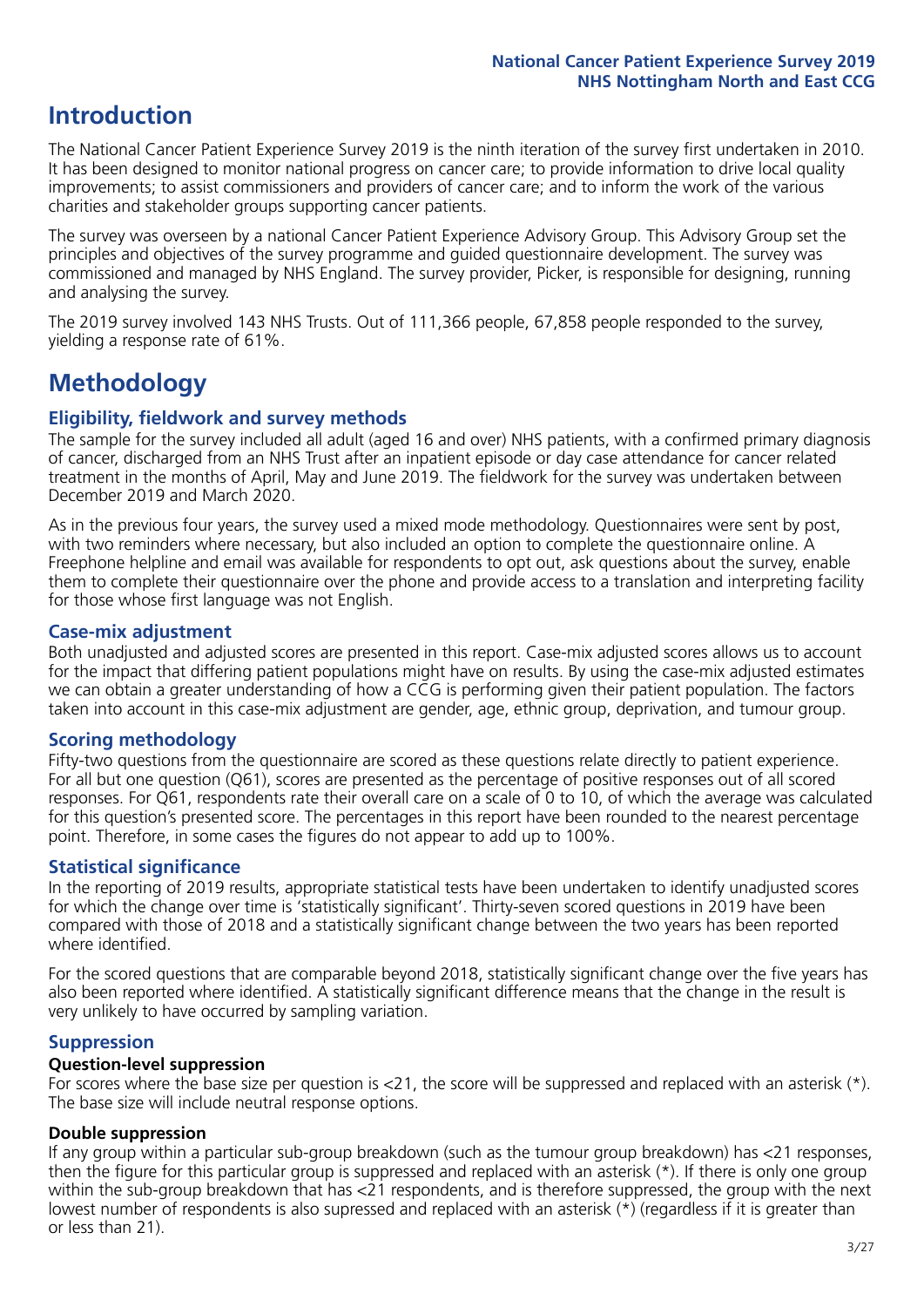# Introduction

The National Cancer Patient Experience Survey 2019 is the ninth iteration of the survey first undertaken in 2010. It has been designed to monitor national progress on cancer care; to provide information to drive local quality improvements; to assist commissioners and providers of cancer care; and to inform the work of the various charities and stakeholder groups supporting cancer patients.

The survey was overseen by a national Cancer Patient Experience Advisory Group. This Advisory Group set the principles and objectives of the survey programme and guided questionnaire development. The survey was commissioned and managed by NHS England. The survey provider, Picker, is responsible for designing, running and analysing the survey.

The 2019 survey involved 143 NHS Trusts. Out of 111,366 people, 67,858 people responded to the survey, yielding a response rate of 61%.

# Methodology

## Eligibility, fieldwork and survey methods

The sample for the survey included all adult (aged 16 and over) NHS patients, with a confirmed primary diagnosis of cancer, discharged from an NHS Trust after an inpatient episode or day case attendance for cancer related treatment in the months of April, May and June 2019. The fieldwork for the survey was undertaken between December 2019 and March 2020.

As in the previous four years, the survey used a mixed mode methodology. Questionnaires were sent by post, with two reminders where necessary, but also included an option to complete the questionnaire online. A Freephone helpline and email was available for respondents to opt out, ask questions about the survey, enable them to complete their questionnaire over the phone and provide access to a translation and interpreting facility for those whose first language was not English.

## Case-mix adjustment

Both unadjusted and adjusted scores are presented in this report. Case-mix adjusted scores allows us to account for the impact that differing patient populations might have on results. By using the case-mix adjusted estimates we can obtain a greater understanding of how a CCG is performing given their patient population. The factors taken into account in this case-mix adjustment are gender, age, ethnic group, deprivation, and tumour group.

## Scoring methodology

Fifty-two questions from the questionnaire are scored as these questions relate directly to patient experience. For all but one question (Q61), scores are presented as the percentage of positive responses out of all scored responses. For Q61, respondents rate their overall care on a scale of 0 to 10, of which the average was calculated for this question's presented score. The percentages in this report have been rounded to the nearest percentage point. Therefore, in some cases the figures do not appear to add up to 100%.

## Statistical significance

In the reporting of 2019 results, appropriate statistical tests have been undertaken to identify unadjusted scores for which the change over time is 'statistically significant'. Thirty-seven scored questions in 2019 have been compared with those of 2018 and a statistically significant change between the two years has been reported where identified.

For the scored questions that are comparable beyond 2018, statistically significant change over the five years has also been reported where identified. A statistically significant difference means that the change in the result is very unlikely to have occurred by sampling variation.

## Suppression

### Question-level suppression

For scores where the base size per question is <21, the score will be suppressed and replaced with an asterisk (*). The base size will include neutral response options.

### Double suppression

If any group within a particular sub-group breakdown (such as the tumour group breakdown) has <21 responses, then the figure for this particular group is suppressed and replaced with an asterisk (*). If there is only one group within the sub-group breakdown that has <21 respondents, and is therefore suppressed, the group with the next lowest number of respondents is also supressed and replaced with an asterisk (*) (regardless if it is greater than or less than 21).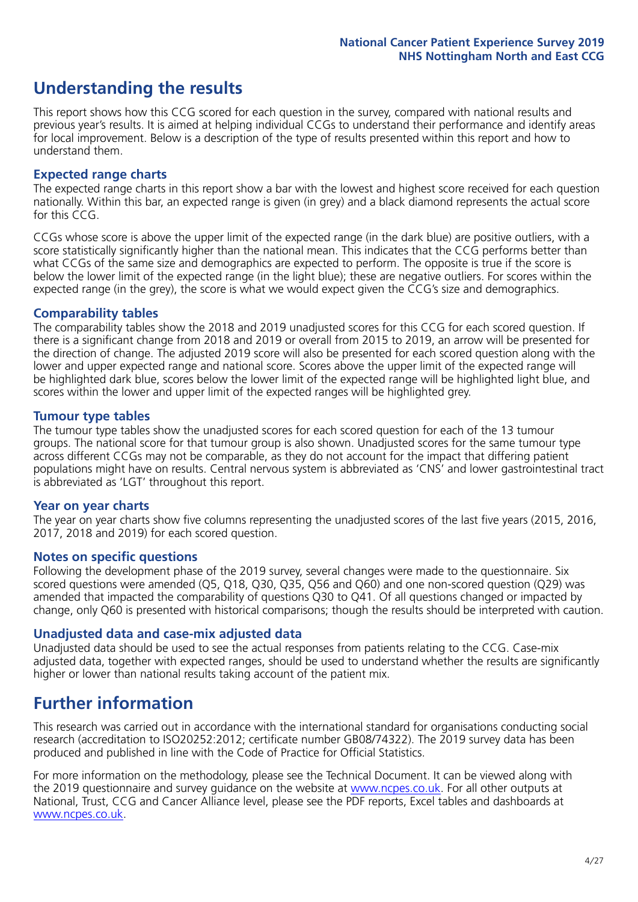# Understanding the results

This report shows how this CCG scored for each question in the survey, compared with national results and previous year's results. It is aimed at helping individual CCGs to understand their performance and identify areas for local improvement. Below is a description of the type of results presented within this report and how to understand them.

## Expected range charts

The expected range charts in this report show a bar with the lowest and highest score received for each question nationally. Within this bar, an expected range is given (in grey) and a black diamond represents the actual score for this CCG.

CCGs whose score is above the upper limit of the expected range (in the dark blue) are positive outliers, with a score statistically significantly higher than the national mean. This indicates that the CCG performs better than what CCGs of the same size and demographics are expected to perform. The opposite is true if the score is below the lower limit of the expected range (in the light blue); these are negative outliers. For scores within the expected range (in the grey), the score is what we would expect given the CCG's size and demographics.

## Comparability tables

The comparability tables show the 2018 and 2019 unadjusted scores for this CCG for each scored question. If there is a significant change from 2018 and 2019 or overall from 2015 to 2019, an arrow will be presented for the direction of change. The adjusted 2019 score will also be presented for each scored question along with the lower and upper expected range and national score. Scores above the upper limit of the expected range will be highlighted dark blue, scores below the lower limit of the expected range will be highlighted light blue, and scores within the lower and upper limit of the expected ranges will be highlighted grey.

## Tumour type tables

The tumour type tables show the unadjusted scores for each scored question for each of the 13 tumour groups. The national score for that tumour group is also shown. Unadjusted scores for the same tumour type across different CCGs may not be comparable, as they do not account for the impact that differing patient populations might have on results. Central nervous system is abbreviated as 'CNS' and lower gastrointestinal tract is abbreviated as 'LGT' throughout this report.

## Year on year charts

The year on year charts show five columns representing the unadjusted scores of the last five years (2015, 2016, 2017, 2018 and 2019) for each scored question.

## Notes on specific questions

Following the development phase of the 2019 survey, several changes were made to the questionnaire. Six scored questions were amended (Q5, Q18, Q30, Q35, Q56 and Q60) and one non-scored question (Q29) was amended that impacted the comparability of questions Q30 to Q41. Of all questions changed or impacted by change, only Q60 is presented with historical comparisons; though the results should be interpreted with caution.

## Unadjusted data and case-mix adjusted data

Unadjusted data should be used to see the actual responses from patients relating to the CCG. Case-mix adjusted data, together with expected ranges, should be used to understand whether the results are significantly higher or lower than national results taking account of the patient mix.

# Further information

This research was carried out in accordance with the international standard for organisations conducting social research (accreditation to ISO20252:2012; certificate number GB08/74322). The 2019 survey data has been produced and published in line with the Code of Practice for Official Statistics.

For more information on the methodology, please see the Technical Document. It can be viewed along with the 2019 questionnaire and survey guidance on the website at www.ncpes.co.uk. For all other outputs at National, Trust, CCG and Cancer Alliance level, please see the PDF reports, Excel tables and dashboards at www.ncpes.co.uk.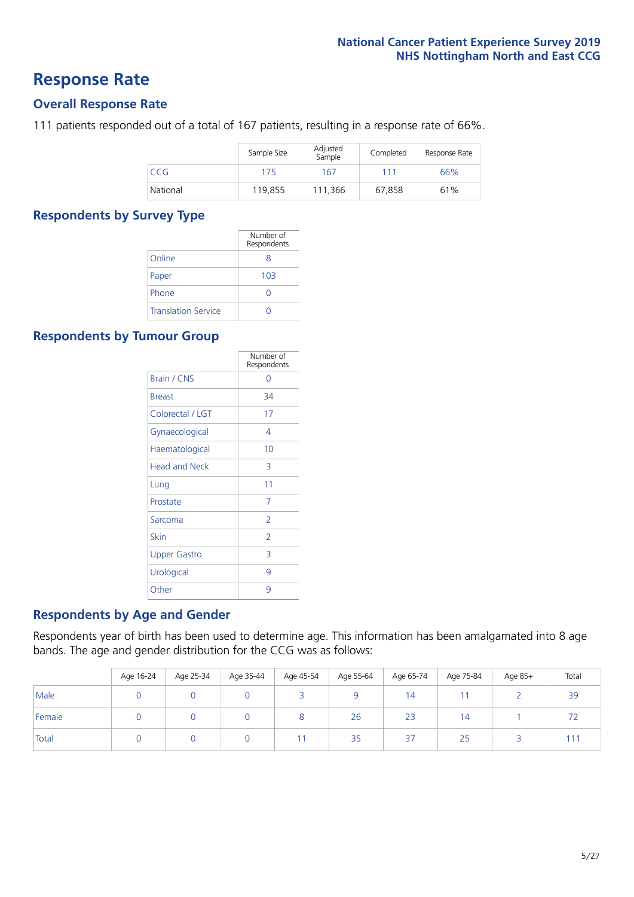# Response Rate

## Overall Response Rate

111 patients responded out of a total of 167 patients, resulting in a response rate of 66%.

| | Sample Size | Adjusted Sample | Completed | Response Rate |
|---|---|---|---|---|
| CCG | 175 | 167 | 111 | 66% |
| National | 119,855 | 111,366 | 67,858 | 61% |

## Respondents by Survey Type

| | Number of Respondents |
|---|---|
| Online | 8 |
| Paper | 103 |
| Phone | 0 |
| Translation Service | 0 |

## Respondents by Tumour Group

| | Number of Respondents |
|---|---|
| Brain / CNS | 0 |
| Breast | 34 |
| Colorectal / LGT | 17 |
| Gynaecological | 4 |
| Haematological | 10 |
| Head and Neck | 3 |
| Lung | 11 |
| Prostate | 7 |
| Sarcoma | 2 |
| Skin | 2 |
| Upper Gastro | 3 |
| Urological | 9 |
| Other | 9 |

## Respondents by Age and Gender

Respondents year of birth has been used to determine age. This information has been amalgamated into 8 age bands. The age and gender distribution for the CCG was as follows:

| | Age 16-24 | Age 25-34 | Age 35-44 | Age 45-54 | Age 55-64 | Age 65-74 | Age 75-84 | Age 85+ | Total |
|---|---|---|---|---|---|---|---|---|---|
| Male | 0 | 0 | 0 | 3 | 9 | 14 | 11 | 2 | 39 |
| Female | 0 | 0 | 0 | 8 | 26 | 23 | 14 | 1 | 72 |
| Total | 0 | 0 | 0 | 11 | 35 | 37 | 25 | 3 | 111 |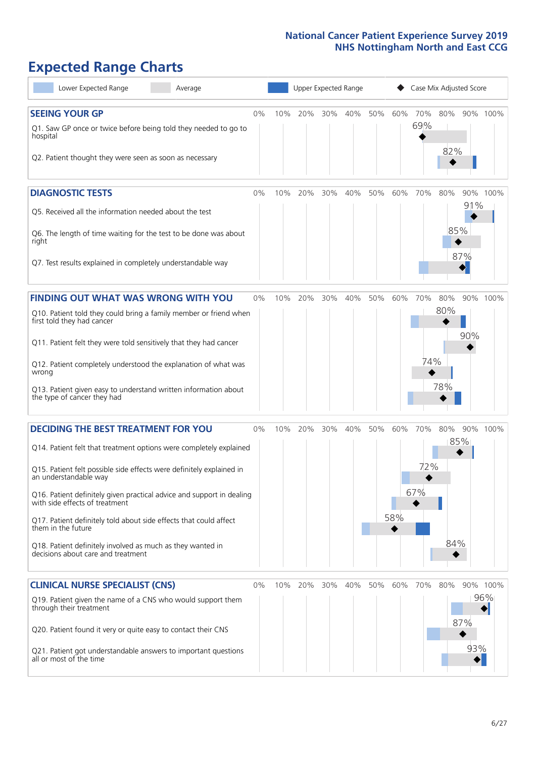# Expected Range Charts

Lower Expected Range | Average | Upper Expected Range | ◆ Case Mix Adjusted Score

## SEEING YOUR GP

| Question | Case Mix Adjusted Score |
|---|---|
| Q1. Saw GP once or twice before being told they needed to go to hospital | 69% |
| Q2. Patient thought they were seen as soon as necessary | 82% |

## DIAGNOSTIC TESTS

| Question | Case Mix Adjusted Score |
|---|---|
| Q5. Received all the information needed about the test | 91% |
| Q6. The length of time waiting for the test to be done was about right | 85% |
| Q7. Test results explained in completely understandable way | 87% |

## FINDING OUT WHAT WAS WRONG WITH YOU

| Question | Case Mix Adjusted Score |
|---|---|
| Q10. Patient told they could bring a family member or friend when first told they had cancer | 80% |
| Q11. Patient felt they were told sensitively that they had cancer | 90% |
| Q12. Patient completely understood the explanation of what was wrong | 74% |
| Q13. Patient given easy to understand written information about the type of cancer they had | 78% |

## DECIDING THE BEST TREATMENT FOR YOU

| Question | Case Mix Adjusted Score |
|---|---|
| Q14. Patient felt that treatment options were completely explained | 85% |
| Q15. Patient felt possible side effects were definitely explained in an understandable way | 72% |
| Q16. Patient definitely given practical advice and support in dealing with side effects of treatment | 67% |
| Q17. Patient definitely told about side effects that could affect them in the future | 58% |
| Q18. Patient definitely involved as much as they wanted in decisions about care and treatment | 84% |

## CLINICAL NURSE SPECIALIST (CNS)

| Question | Case Mix Adjusted Score |
|---|---|
| Q19. Patient given the name of a CNS who would support them through their treatment | 96% |
| Q20. Patient found it very or quite easy to contact their CNS | 87% |
| Q21. Patient got understandable answers to important questions all or most of the time | 93% |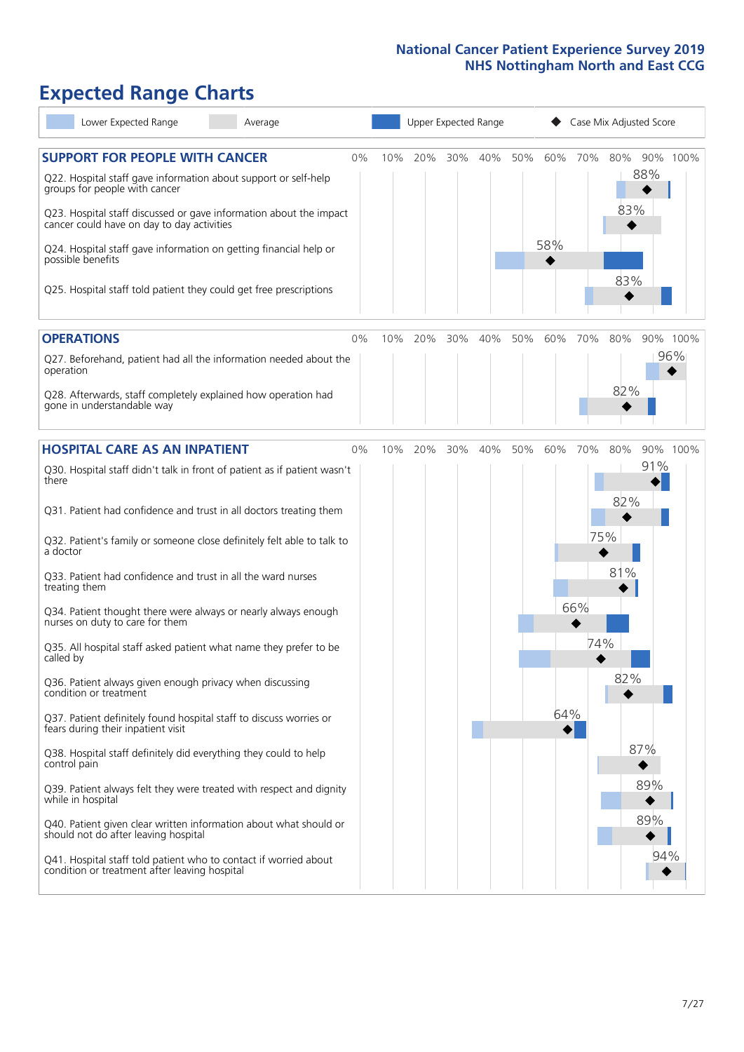# Expected Range Charts

Lower Expected Range | Average | Upper Expected Range | ◆ Case Mix Adjusted Score

## SUPPORT FOR PEOPLE WITH CANCER

| Question | Case Mix Adjusted Score |
|---|---|
| Q22. Hospital staff gave information about support or self-help groups for people with cancer | 88% |
| Q23. Hospital staff discussed or gave information about the impact cancer could have on day to day activities | 83% |
| Q24. Hospital staff gave information on getting financial help or possible benefits | 58% |
| Q25. Hospital staff told patient they could get free prescriptions | 83% |

## OPERATIONS

| Question | Case Mix Adjusted Score |
|---|---|
| Q27. Beforehand, patient had all the information needed about the operation | 96% |
| Q28. Afterwards, staff completely explained how operation had gone in understandable way | 82% |

## HOSPITAL CARE AS AN INPATIENT

| Question | Case Mix Adjusted Score |
|---|---|
| Q30. Hospital staff didn't talk in front of patient as if patient wasn't there | 91% |
| Q31. Patient had confidence and trust in all doctors treating them | 82% |
| Q32. Patient's family or someone close definitely felt able to talk to a doctor | 75% |
| Q33. Patient had confidence and trust in all the ward nurses treating them | 81% |
| Q34. Patient thought there were always or nearly always enough nurses on duty to care for them | 66% |
| Q35. All hospital staff asked patient what name they prefer to be called by | 74% |
| Q36. Patient always given enough privacy when discussing condition or treatment | 82% |
| Q37. Patient definitely found hospital staff to discuss worries or fears during their inpatient visit | 64% |
| Q38. Hospital staff definitely did everything they could to help control pain | 87% |
| Q39. Patient always felt they were treated with respect and dignity while in hospital | 89% |
| Q40. Patient given clear written information about what should or should not do after leaving hospital | 89% |
| Q41. Hospital staff told patient who to contact if worried about condition or treatment after leaving hospital | 94% |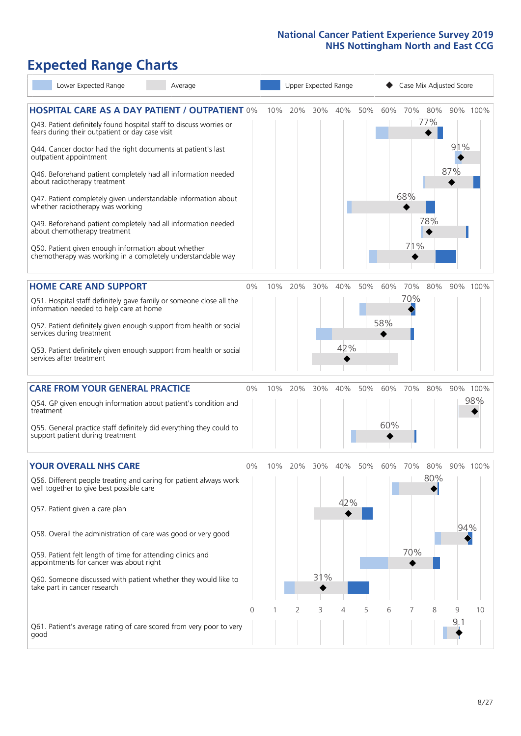# Expected Range Charts

Lower Expected Range | Average | Upper Expected Range | Case Mix Adjusted Score

## HOSPITAL CARE AS A DAY PATIENT / OUTPATIENT

| Question | Case Mix Adjusted Score |
|---|---|
| Q43. Patient definitely found hospital staff to discuss worries or fears during their outpatient or day case visit | 77% |
| Q44. Cancer doctor had the right documents at patient's last outpatient appointment | 91% |
| Q46. Beforehand patient completely had all information needed about radiotherapy treatment | 87% |
| Q47. Patient completely given understandable information about whether radiotherapy was working | 68% |
| Q49. Beforehand patient completely had all information needed about chemotherapy treatment | 78% |
| Q50. Patient given enough information about whether chemotherapy was working in a completely understandable way | 71% |

## HOME CARE AND SUPPORT

| Question | Case Mix Adjusted Score |
|---|---|
| Q51. Hospital staff definitely gave family or someone close all the information needed to help care at home | 70% |
| Q52. Patient definitely given enough support from health or social services during treatment | 58% |
| Q53. Patient definitely given enough support from health or social services after treatment | 42% |

## CARE FROM YOUR GENERAL PRACTICE

| Question | Case Mix Adjusted Score |
|---|---|
| Q54. GP given enough information about patient's condition and treatment | 98% |
| Q55. General practice staff definitely did everything they could to support patient during treatment | 60% |

## YOUR OVERALL NHS CARE

| Question | Case Mix Adjusted Score |
|---|---|
| Q56. Different people treating and caring for patient always work well together to give best possible care | 80% |
| Q57. Patient given a care plan | 42% |
| Q58. Overall the administration of care was good or very good | 94% |
| Q59. Patient felt length of time for attending clinics and appointments for cancer was about right | 70% |
| Q60. Someone discussed with patient whether they would like to take part in cancer research | 31% |
| Q61. Patient's average rating of care scored from very poor to very good | 9.1 |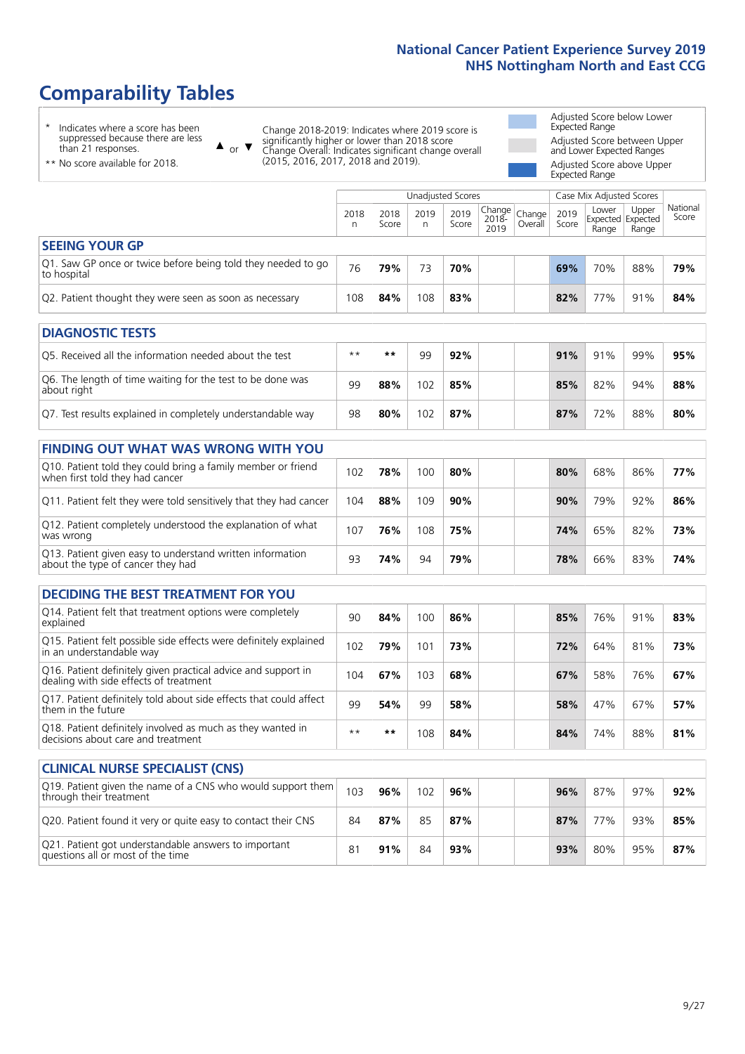# Comparability Tables

\* Indicates where a score has been suppressed because there are less than 21 responses.

\*\* No score available for 2018.

▲ or ▼ Change 2018-2019: Indicates where 2019 score is significantly higher or lower than 2018 score. Change Overall: Indicates significant change overall (2015, 2016, 2017, 2018 and 2019).

Adjusted Score below Lower Expected Range

Adjusted Score between Upper and Lower Expected Ranges

Adjusted Score above Upper Expected Range

| | Unadjusted Scores | | | | | | Case Mix Adjusted Scores | | | |
|---|---|---|---|---|---|---|---|---|---|---|
| | 2018 n | 2018 Score | 2019 n | 2019 Score | Change 2018-2019 | Change Overall | 2019 Score | Lower Expected Range | Upper Expected Range | National Score |
| **SEEING YOUR GP** | | | | | | | | | | |
| Q1. Saw GP once or twice before being told they needed to go to hospital | 76 | 79% | 73 | 70% | | | 69% | 70% | 88% | 79% |
| Q2. Patient thought they were seen as soon as necessary | 108 | 84% | 108 | 83% | | | 82% | 77% | 91% | 84% |
| **DIAGNOSTIC TESTS** | | | | | | | | | | |
| Q5. Received all the information needed about the test | ** | ** | 99 | 92% | | | 91% | 91% | 99% | 95% |
| Q6. The length of time waiting for the test to be done was about right | 99 | 88% | 102 | 85% | | | 85% | 82% | 94% | 88% |
| Q7. Test results explained in completely understandable way | 98 | 80% | 102 | 87% | | | 87% | 72% | 88% | 80% |
| **FINDING OUT WHAT WAS WRONG WITH YOU** | | | | | | | | | | |
| Q10. Patient told they could bring a family member or friend when first told they had cancer | 102 | 78% | 100 | 80% | | | 80% | 68% | 86% | 77% |
| Q11. Patient felt they were told sensitively that they had cancer | 104 | 88% | 109 | 90% | | | 90% | 79% | 92% | 86% |
| Q12. Patient completely understood the explanation of what was wrong | 107 | 76% | 108 | 75% | | | 74% | 65% | 82% | 73% |
| Q13. Patient given easy to understand written information about the type of cancer they had | 93 | 74% | 94 | 79% | | | 78% | 66% | 83% | 74% |
| **DECIDING THE BEST TREATMENT FOR YOU** | | | | | | | | | | |
| Q14. Patient felt that treatment options were completely explained | 90 | 84% | 100 | 86% | | | 85% | 76% | 91% | 83% |
| Q15. Patient felt possible side effects were definitely explained in an understandable way | 102 | 79% | 101 | 73% | | | 72% | 64% | 81% | 73% |
| Q16. Patient definitely given practical advice and support in dealing with side effects of treatment | 104 | 67% | 103 | 68% | | | 67% | 58% | 76% | 67% |
| Q17. Patient definitely told about side effects that could affect them in the future | 99 | 54% | 99 | 58% | | | 58% | 47% | 67% | 57% |
| Q18. Patient definitely involved as much as they wanted in decisions about care and treatment | ** | ** | 108 | 84% | | | 84% | 74% | 88% | 81% |
| **CLINICAL NURSE SPECIALIST (CNS)** | | | | | | | | | | |
| Q19. Patient given the name of a CNS who would support them through their treatment | 103 | 96% | 102 | 96% | | | 96% | 87% | 97% | 92% |
| Q20. Patient found it very or quite easy to contact their CNS | 84 | 87% | 85 | 87% | | | 87% | 77% | 93% | 85% |
| Q21. Patient got understandable answers to important questions all or most of the time | 81 | 91% | 84 | 93% | | | 93% | 80% | 95% | 87% |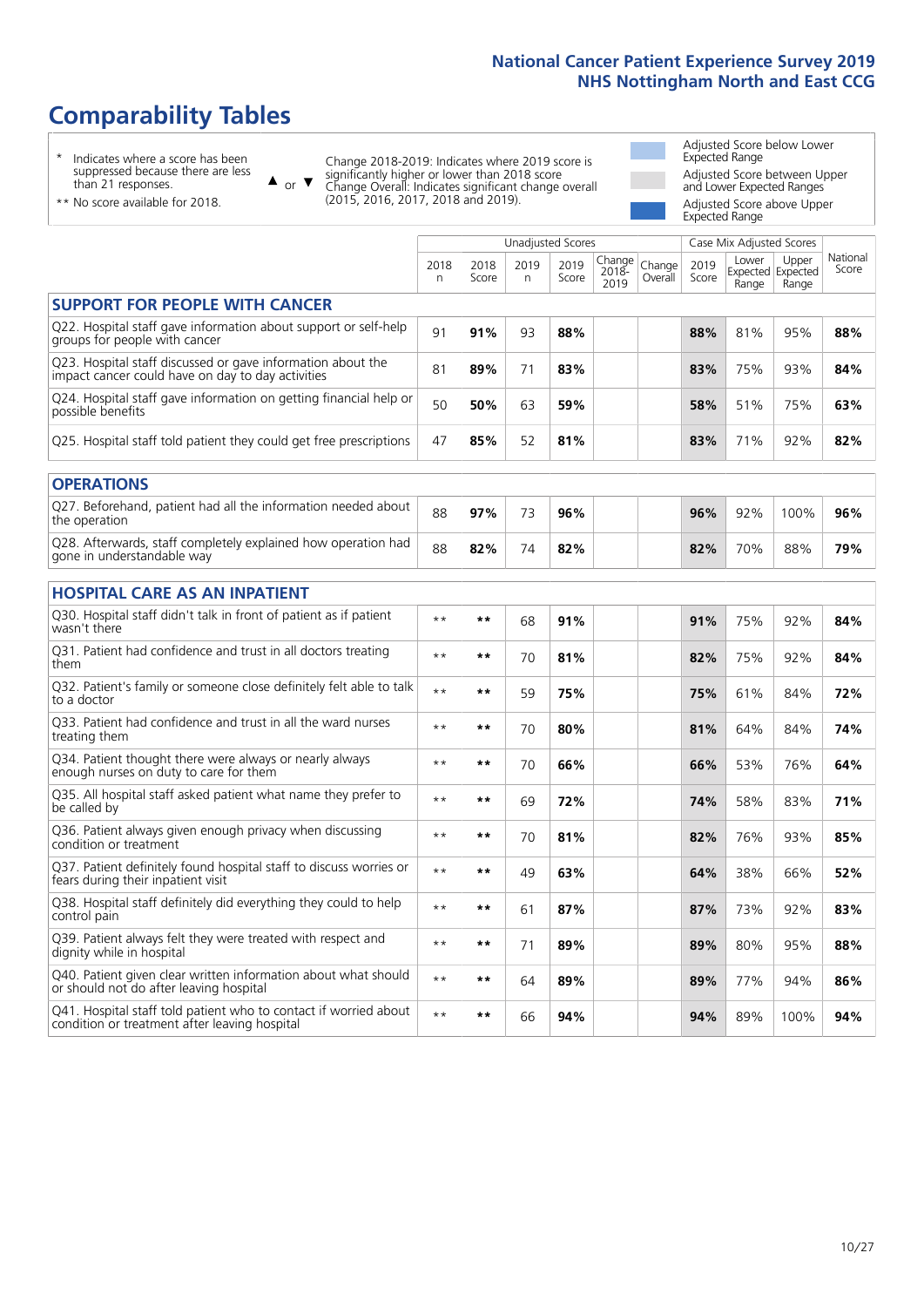# Comparability Tables

\* Indicates where a score has been suppressed because there are less than 21 responses.

\*\* No score available for 2018.

▲ or ▼ Change 2018-2019: Indicates where 2019 score is significantly higher or lower than 2018 score. Change Overall: Indicates significant change overall (2015, 2016, 2017, 2018 and 2019).

Adjusted Score below Lower Expected Range

Adjusted Score between Upper and Lower Expected Ranges

Adjusted Score above Upper Expected Range

| | Unadjusted Scores | | | | | | Case Mix Adjusted Scores | | | |
|---|---|---|---|---|---|---|---|---|---|---|
| | 2018 n | 2018 Score | 2019 n | 2019 Score | Change 2018-2019 | Change Overall | 2019 Score | Lower Expected Range | Upper Expected Range | National Score |
| **SUPPORT FOR PEOPLE WITH CANCER** | | | | | | | | | | |
| Q22. Hospital staff gave information about support or self-help groups for people with cancer | 91 | **91%** | 93 | **88%** | | | **88%** | 81% | 95% | **88%** |
| Q23. Hospital staff discussed or gave information about the impact cancer could have on day to day activities | 81 | **89%** | 71 | **83%** | | | **83%** | 75% | 93% | **84%** |
| Q24. Hospital staff gave information on getting financial help or possible benefits | 50 | **50%** | 63 | **59%** | | | **58%** | 51% | 75% | **63%** |
| Q25. Hospital staff told patient they could get free prescriptions | 47 | **85%** | 52 | **81%** | | | **83%** | 71% | 92% | **82%** |
| **OPERATIONS** | | | | | | | | | | |
| Q27. Beforehand, patient had all the information needed about the operation | 88 | **97%** | 73 | **96%** | | | **96%** | 92% | 100% | **96%** |
| Q28. Afterwards, staff completely explained how operation had gone in understandable way | 88 | **82%** | 74 | **82%** | | | **82%** | 70% | 88% | **79%** |
| **HOSPITAL CARE AS AN INPATIENT** | | | | | | | | | | |
| Q30. Hospital staff didn't talk in front of patient as if patient wasn't there | ** | ** | 68 | **91%** | | | **91%** | 75% | 92% | **84%** |
| Q31. Patient had confidence and trust in all doctors treating them | ** | ** | 70 | **81%** | | | **82%** | 75% | 92% | **84%** |
| Q32. Patient's family or someone close definitely felt able to talk to a doctor | ** | ** | 59 | **75%** | | | **75%** | 61% | 84% | **72%** |
| Q33. Patient had confidence and trust in all the ward nurses treating them | ** | ** | 70 | **80%** | | | **81%** | 64% | 84% | **74%** |
| Q34. Patient thought there were always or nearly always enough nurses on duty to care for them | ** | ** | 70 | **66%** | | | **66%** | 53% | 76% | **64%** |
| Q35. All hospital staff asked patient what name they prefer to be called by | ** | ** | 69 | **72%** | | | **74%** | 58% | 83% | **71%** |
| Q36. Patient always given enough privacy when discussing condition or treatment | ** | ** | 70 | **81%** | | | **82%** | 76% | 93% | **85%** |
| Q37. Patient definitely found hospital staff to discuss worries or fears during their inpatient visit | ** | ** | 49 | **63%** | | | **64%** | 38% | 66% | **52%** |
| Q38. Hospital staff definitely did everything they could to help control pain | ** | ** | 61 | **87%** | | | **87%** | 73% | 92% | **83%** |
| Q39. Patient always felt they were treated with respect and dignity while in hospital | ** | ** | 71 | **89%** | | | **89%** | 80% | 95% | **88%** |
| Q40. Patient given clear written information about what should or should not do after leaving hospital | ** | ** | 64 | **89%** | | | **89%** | 77% | 94% | **86%** |
| Q41. Hospital staff told patient who to contact if worried about condition or treatment after leaving hospital | ** | ** | 66 | **94%** | | | **94%** | 89% | 100% | **94%** |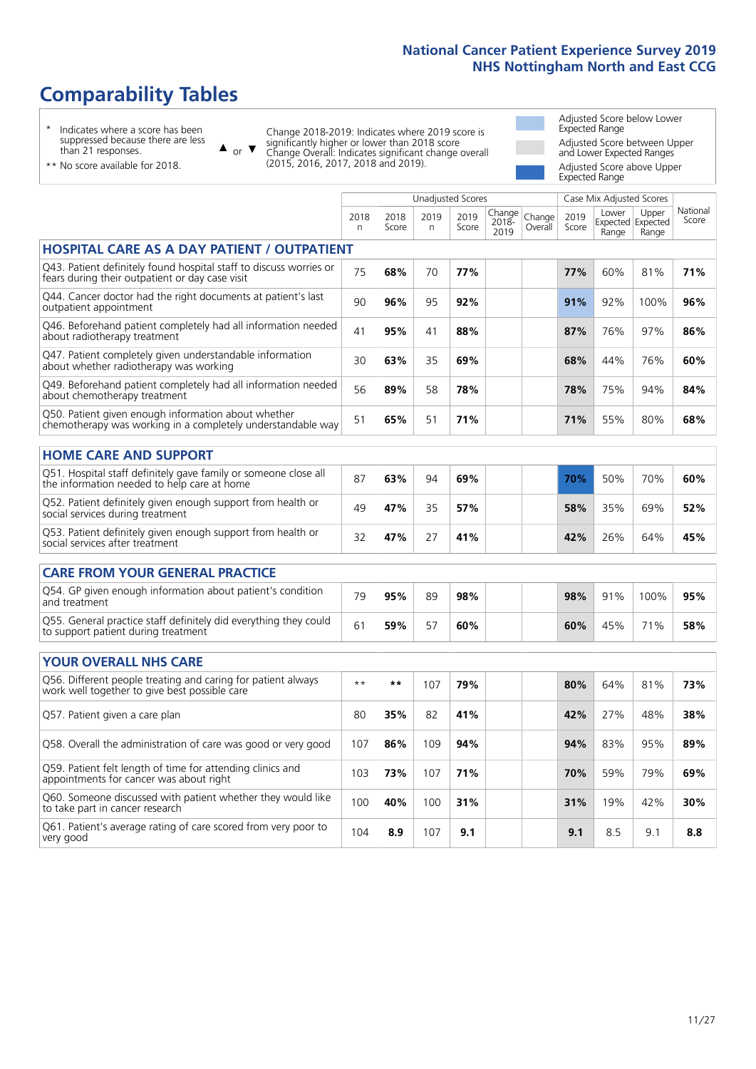# Comparability Tables

\* Indicates where a score has been suppressed because there are less than 21 responses.

** No score available for 2018.

▲ or ▼ Change 2018-2019: Indicates where 2019 score is significantly higher or lower than 2018 score. Change Overall: Indicates significant change overall (2015, 2016, 2017, 2018 and 2019).

- Adjusted Score below Lower Expected Range
- Adjusted Score between Upper and Lower Expected Ranges
- Adjusted Score above Upper Expected Range

| | Unadjusted Scores | | | | | | Case Mix Adjusted Scores | | | |
|---|---|---|---|---|---|---|---|---|---|---|
| | 2018 n | 2018 Score | 2019 n | 2019 Score | Change 2018-2019 | Change Overall | 2019 Score | Lower Expected Range | Upper Expected Range | National Score |
| **HOSPITAL CARE AS A DAY PATIENT / OUTPATIENT** | | | | | | | | | | |
| Q43. Patient definitely found hospital staff to discuss worries or fears during their outpatient or day case visit | 75 | **68%** | 70 | **77%** | | | **77%** | 60% | 81% | **71%** |
| Q44. Cancer doctor had the right documents at patient's last outpatient appointment | 90 | **96%** | 95 | **92%** | | | **91%** | 92% | 100% | **96%** |
| Q46. Beforehand patient completely had all information needed about radiotherapy treatment | 41 | **95%** | 41 | **88%** | | | **87%** | 76% | 97% | **86%** |
| Q47. Patient completely given understandable information about whether radiotherapy was working | 30 | **63%** | 35 | **69%** | | | **68%** | 44% | 76% | **60%** |
| Q49. Beforehand patient completely had all information needed about chemotherapy treatment | 56 | **89%** | 58 | **78%** | | | **78%** | 75% | 94% | **84%** |
| Q50. Patient given enough information about whether chemotherapy was working in a completely understandable way | 51 | **65%** | 51 | **71%** | | | **71%** | 55% | 80% | **68%** |
| **HOME CARE AND SUPPORT** | | | | | | | | | | |
| Q51. Hospital staff definitely gave family or someone close all the information needed to help care at home | 87 | **63%** | 94 | **69%** | | | **70%** | 50% | 70% | **60%** |
| Q52. Patient definitely given enough support from health or social services during treatment | 49 | **47%** | 35 | **57%** | | | **58%** | 35% | 69% | **52%** |
| Q53. Patient definitely given enough support from health or social services after treatment | 32 | **47%** | 27 | **41%** | | | **42%** | 26% | 64% | **45%** |
| **CARE FROM YOUR GENERAL PRACTICE** | | | | | | | | | | |
| Q54. GP given enough information about patient's condition and treatment | 79 | **95%** | 89 | **98%** | | | **98%** | 91% | 100% | **95%** |
| Q55. General practice staff definitely did everything they could to support patient during treatment | 61 | **59%** | 57 | **60%** | | | **60%** | 45% | 71% | **58%** |
| **YOUR OVERALL NHS CARE** | | | | | | | | | | |
| Q56. Different people treating and caring for patient always work well together to give best possible care | ** | ** | 107 | **79%** | | | **80%** | 64% | 81% | **73%** |
| Q57. Patient given a care plan | 80 | **35%** | 82 | **41%** | | | **42%** | 27% | 48% | **38%** |
| Q58. Overall the administration of care was good or very good | 107 | **86%** | 109 | **94%** | | | **94%** | 83% | 95% | **89%** |
| Q59. Patient felt length of time for attending clinics and appointments for cancer was about right | 103 | **73%** | 107 | **71%** | | | **70%** | 59% | 79% | **69%** |
| Q60. Someone discussed with patient whether they would like to take part in cancer research | 100 | **40%** | 100 | **31%** | | | **31%** | 19% | 42% | **30%** |
| Q61. Patient's average rating of care scored from very poor to very good | 104 | **8.9** | 107 | **9.1** | | | **9.1** | 8.5 | 9.1 | **8.8** |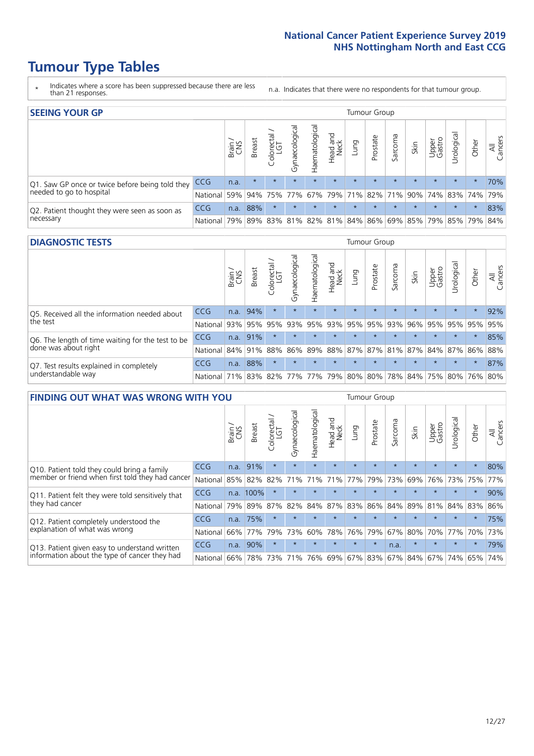# Tumour Type Tables

\* Indicates where a score has been suppressed because there are less than 21 responses.

n.a. Indicates that there were no respondents for that tumour group.

## SEEING YOUR GP

| | | Brain / CNS | Breast | Colorectal / LGT | Gynaecological | Haematological | Head and Neck | Lung | Prostate | Sarcoma | Skin | Upper Gastro | Urological | Other | All Cancers |
|---|---|---|---|---|---|---|---|---|---|---|---|---|---|---|---|
| Q1. Saw GP once or twice before being told they needed to go to hospital | CCG | n.a. | * | * | * | * | * | * | * | * | * | * | * | * | 70% |
| | National | 59% | 94% | 75% | 77% | 67% | 79% | 71% | 82% | 71% | 90% | 74% | 83% | 74% | 79% |
| Q2. Patient thought they were seen as soon as necessary | CCG | n.a. | 88% | * | * | * | * | * | * | * | * | * | * | * | 83% |
| | National | 79% | 89% | 83% | 81% | 82% | 81% | 84% | 86% | 69% | 85% | 79% | 85% | 79% | 84% |

## DIAGNOSTIC TESTS

| | | Brain / CNS | Breast | Colorectal / LGT | Gynaecological | Haematological | Head and Neck | Lung | Prostate | Sarcoma | Skin | Upper Gastro | Urological | Other | All Cancers |
|---|---|---|---|---|---|---|---|---|---|---|---|---|---|---|---|
| Q5. Received all the information needed about the test | CCG | n.a. | 94% | * | * | * | * | * | * | * | * | * | * | * | 92% |
| | National | 93% | 95% | 95% | 93% | 95% | 93% | 95% | 95% | 93% | 96% | 95% | 95% | 95% | 95% |
| Q6. The length of time waiting for the test to be done was about right | CCG | n.a. | 91% | * | * | * | * | * | * | * | * | * | * | * | 85% |
| | National | 84% | 91% | 88% | 86% | 89% | 88% | 87% | 87% | 81% | 87% | 84% | 87% | 86% | 88% |
| Q7. Test results explained in completely understandable way | CCG | n.a. | 88% | * | * | * | * | * | * | * | * | * | * | * | 87% |
| | National | 71% | 83% | 82% | 77% | 77% | 79% | 80% | 80% | 78% | 84% | 75% | 80% | 76% | 80% |

## FINDING OUT WHAT WAS WRONG WITH YOU

| | | Brain / CNS | Breast | Colorectal / LGT | Gynaecological | Haematological | Head and Neck | Lung | Prostate | Sarcoma | Skin | Upper Gastro | Urological | Other | All Cancers |
|---|---|---|---|---|---|---|---|---|---|---|---|---|---|---|---|
| Q10. Patient told they could bring a family member or friend when first told they had cancer | CCG | n.a. | 91% | * | * | * | * | * | * | * | * | * | * | * | 80% |
| | National | 85% | 82% | 82% | 71% | 71% | 71% | 77% | 79% | 73% | 69% | 76% | 73% | 75% | 77% |
| Q11. Patient felt they were told sensitively that they had cancer | CCG | n.a. | 100% | * | * | * | * | * | * | * | * | * | * | * | 90% |
| | National | 79% | 89% | 87% | 82% | 84% | 87% | 83% | 86% | 84% | 89% | 81% | 84% | 83% | 86% |
| Q12. Patient completely understood the explanation of what was wrong | CCG | n.a. | 75% | * | * | * | * | * | * | * | * | * | * | * | 75% |
| | National | 66% | 77% | 79% | 73% | 60% | 78% | 76% | 79% | 67% | 80% | 70% | 77% | 70% | 73% |
| Q13. Patient given easy to understand written information about the type of cancer they had | CCG | n.a. | 90% | * | * | * | * | * | * | n.a. | * | * | * | * | 79% |
| | National | 66% | 78% | 73% | 71% | 76% | 69% | 67% | 83% | 67% | 84% | 67% | 74% | 65% | 74% |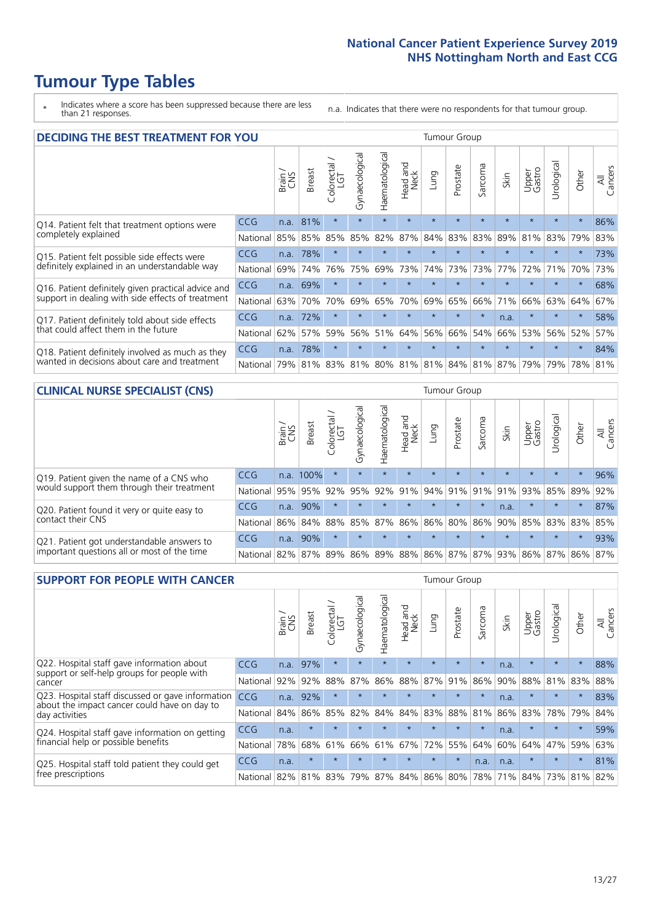# Tumour Type Tables

\* Indicates where a score has been suppressed because there are less than 21 responses.

n.a. Indicates that there were no respondents for that tumour group.

## DECIDING THE BEST TREATMENT FOR YOU

| | | Brain / CNS | Breast | Colorectal / LGT | Gynaecological | Haematological | Head and Neck | Lung | Prostate | Sarcoma | Skin | Upper Gastro | Urological | Other | All Cancers |
|---|---|---|---|---|---|---|---|---|---|---|---|---|---|---|---|
| Q14. Patient felt that treatment options were completely explained | CCG | n.a. | 81% | * | * | * | * | * | * | * | * | * | * | * | 86% |
| | National | 85% | 85% | 85% | 85% | 82% | 87% | 84% | 83% | 83% | 89% | 81% | 83% | 79% | 83% |
| Q15. Patient felt possible side effects were definitely explained in an understandable way | CCG | n.a. | 78% | * | * | * | * | * | * | * | * | * | * | * | 73% |
| | National | 69% | 74% | 76% | 75% | 69% | 73% | 74% | 73% | 73% | 77% | 72% | 71% | 70% | 73% |
| Q16. Patient definitely given practical advice and support in dealing with side effects of treatment | CCG | n.a. | 69% | * | * | * | * | * | * | * | * | * | * | * | 68% |
| | National | 63% | 70% | 70% | 69% | 65% | 70% | 69% | 65% | 66% | 71% | 66% | 63% | 64% | 67% |
| Q17. Patient definitely told about side effects that could affect them in the future | CCG | n.a. | 72% | * | * | * | * | * | * | * | n.a. | * | * | * | 58% |
| | National | 62% | 57% | 59% | 56% | 51% | 64% | 56% | 66% | 54% | 66% | 53% | 56% | 52% | 57% |
| Q18. Patient definitely involved as much as they wanted in decisions about care and treatment | CCG | n.a. | 78% | * | * | * | * | * | * | * | * | * | * | * | 84% |
| | National | 79% | 81% | 83% | 81% | 80% | 81% | 81% | 84% | 81% | 87% | 79% | 79% | 78% | 81% |

## CLINICAL NURSE SPECIALIST (CNS)

| | | Brain / CNS | Breast | Colorectal / LGT | Gynaecological | Haematological | Head and Neck | Lung | Prostate | Sarcoma | Skin | Upper Gastro | Urological | Other | All Cancers |
|---|---|---|---|---|---|---|---|---|---|---|---|---|---|---|---|
| Q19. Patient given the name of a CNS who would support them through their treatment | CCG | n.a. | 100% | * | * | * | * | * | * | * | * | * | * | * | 96% |
| | National | 95% | 95% | 92% | 95% | 92% | 91% | 94% | 91% | 91% | 91% | 93% | 85% | 89% | 92% |
| Q20. Patient found it very or quite easy to contact their CNS | CCG | n.a. | 90% | * | * | * | * | * | * | * | n.a. | * | * | * | 87% |
| | National | 86% | 84% | 88% | 85% | 87% | 86% | 86% | 80% | 86% | 90% | 85% | 83% | 83% | 85% |
| Q21. Patient got understandable answers to important questions all or most of the time | CCG | n.a. | 90% | * | * | * | * | * | * | * | * | * | * | * | 93% |
| | National | 82% | 87% | 89% | 86% | 89% | 88% | 86% | 87% | 87% | 93% | 86% | 87% | 86% | 87% |

## SUPPORT FOR PEOPLE WITH CANCER

| | | Brain / CNS | Breast | Colorectal / LGT | Gynaecological | Haematological | Head and Neck | Lung | Prostate | Sarcoma | Skin | Upper Gastro | Urological | Other | All Cancers |
|---|---|---|---|---|---|---|---|---|---|---|---|---|---|---|---|
| Q22. Hospital staff gave information about support or self-help groups for people with cancer | CCG | n.a. | 97% | * | * | * | * | * | * | * | n.a. | * | * | * | 88% |
| | National | 92% | 92% | 88% | 87% | 86% | 88% | 87% | 91% | 86% | 90% | 88% | 81% | 83% | 88% |
| Q23. Hospital staff discussed or gave information about the impact cancer could have on day to day activities | CCG | n.a. | 92% | * | * | * | * | * | * | * | n.a. | * | * | * | 83% |
| | National | 84% | 86% | 85% | 82% | 84% | 84% | 83% | 88% | 81% | 86% | 83% | 78% | 79% | 84% |
| Q24. Hospital staff gave information on getting financial help or possible benefits | CCG | n.a. | * | * | * | * | * | * | * | * | n.a. | * | * | * | 59% |
| | National | 78% | 68% | 61% | 66% | 61% | 67% | 72% | 55% | 64% | 60% | 64% | 47% | 59% | 63% |
| Q25. Hospital staff told patient they could get free prescriptions | CCG | n.a. | * | * | * | * | * | * | * | n.a. | n.a. | * | * | * | 81% |
| | National | 82% | 81% | 83% | 79% | 87% | 84% | 86% | 80% | 78% | 71% | 84% | 73% | 81% | 82% |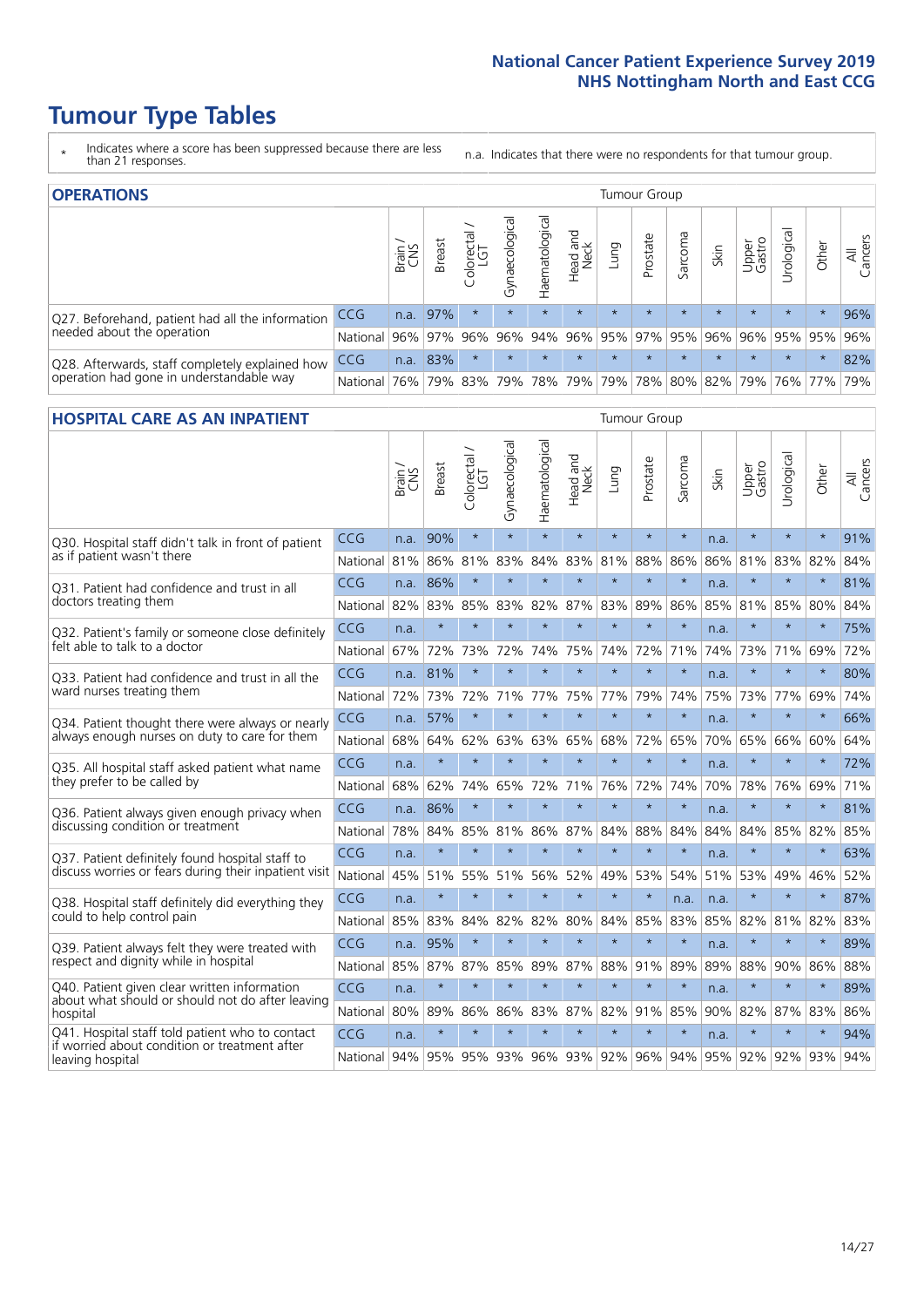# Tumour Type Tables

\* Indicates where a score has been suppressed because there are less than 21 responses.

n.a. Indicates that there were no respondents for that tumour group.

## OPERATIONS

| | | Brain / CNS | Breast | Colorectal / LGT | Gynaecological | Haematological | Head and Neck | Lung | Prostate | Sarcoma | Skin | Upper Gastro | Urological | Other | All Cancers |
|---|---|---|---|---|---|---|---|---|---|---|---|---|---|---|---|
| Q27. Beforehand, patient had all the information needed about the operation | CCG | n.a. | 97% | * | * | * | * | * | * | * | * | * | * | * | 96% |
| | National | 96% | 97% | 96% | 96% | 94% | 96% | 95% | 97% | 95% | 96% | 96% | 95% | 95% | 96% |
| Q28. Afterwards, staff completely explained how operation had gone in understandable way | CCG | n.a. | 83% | * | * | * | * | * | * | * | * | * | * | * | 82% |
| | National | 76% | 79% | 83% | 79% | 78% | 79% | 79% | 78% | 80% | 82% | 79% | 76% | 77% | 79% |

## HOSPITAL CARE AS AN INPATIENT

| | | Brain / CNS | Breast | Colorectal / LGT | Gynaecological | Haematological | Head and Neck | Lung | Prostate | Sarcoma | Skin | Upper Gastro | Urological | Other | All Cancers |
|---|---|---|---|---|---|---|---|---|---|---|---|---|---|---|---|
| Q30. Hospital staff didn't talk in front of patient as if patient wasn't there | CCG | n.a. | 90% | * | * | * | * | * | * | * | n.a. | * | * | * | 91% |
| | National | 81% | 86% | 81% | 83% | 84% | 83% | 81% | 88% | 86% | 86% | 81% | 83% | 82% | 84% |
| Q31. Patient had confidence and trust in all doctors treating them | CCG | n.a. | 86% | * | * | * | * | * | * | * | n.a. | * | * | * | 81% |
| | National | 82% | 83% | 85% | 83% | 82% | 87% | 83% | 89% | 86% | 85% | 81% | 85% | 80% | 84% |
| Q32. Patient's family or someone close definitely felt able to talk to a doctor | CCG | n.a. | * | * | * | * | * | * | * | * | n.a. | * | * | * | 75% |
| | National | 67% | 72% | 73% | 72% | 74% | 75% | 74% | 72% | 71% | 74% | 73% | 71% | 69% | 72% |
| Q33. Patient had confidence and trust in all the ward nurses treating them | CCG | n.a. | 81% | * | * | * | * | * | * | * | n.a. | * | * | * | 80% |
| | National | 72% | 73% | 72% | 71% | 77% | 75% | 77% | 79% | 74% | 75% | 73% | 77% | 69% | 74% |
| Q34. Patient thought there were always or nearly always enough nurses on duty to care for them | CCG | n.a. | 57% | * | * | * | * | * | * | * | n.a. | * | * | * | 66% |
| | National | 68% | 64% | 62% | 63% | 63% | 65% | 68% | 72% | 65% | 70% | 65% | 66% | 60% | 64% |
| Q35. All hospital staff asked patient what name they prefer to be called by | CCG | n.a. | * | * | * | * | * | * | * | * | n.a. | * | * | * | 72% |
| | National | 68% | 62% | 74% | 65% | 72% | 71% | 76% | 72% | 74% | 70% | 78% | 76% | 69% | 71% |
| Q36. Patient always given enough privacy when discussing condition or treatment | CCG | n.a. | 86% | * | * | * | * | * | * | * | n.a. | * | * | * | 81% |
| | National | 78% | 84% | 85% | 81% | 86% | 87% | 84% | 88% | 84% | 84% | 84% | 85% | 82% | 85% |
| Q37. Patient definitely found hospital staff to discuss worries or fears during their inpatient visit | CCG | n.a. | * | * | * | * | * | * | * | * | n.a. | * | * | * | 63% |
| | National | 45% | 51% | 55% | 51% | 56% | 52% | 49% | 53% | 54% | 51% | 53% | 49% | 46% | 52% |
| Q38. Hospital staff definitely did everything they could to help control pain | CCG | n.a. | * | * | * | * | * | * | * | n.a. | n.a. | * | * | * | 87% |
| | National | 85% | 83% | 84% | 82% | 82% | 80% | 84% | 85% | 83% | 85% | 82% | 81% | 82% | 83% |
| Q39. Patient always felt they were treated with respect and dignity while in hospital | CCG | n.a. | 95% | * | * | * | * | * | * | * | n.a. | * | * | * | 89% |
| | National | 85% | 87% | 87% | 85% | 89% | 87% | 88% | 91% | 89% | 89% | 88% | 90% | 86% | 88% |
| Q40. Patient given clear written information about what should or should not do after leaving hospital | CCG | n.a. | * | * | * | * | * | * | * | * | n.a. | * | * | * | 89% |
| | National | 80% | 89% | 86% | 86% | 83% | 87% | 82% | 91% | 85% | 90% | 82% | 87% | 83% | 86% |
| Q41. Hospital staff told patient who to contact if worried about condition or treatment after leaving hospital | CCG | n.a. | * | * | * | * | * | * | * | * | n.a. | * | * | * | 94% |
| | National | 94% | 95% | 95% | 93% | 96% | 93% | 92% | 96% | 94% | 95% | 92% | 92% | 93% | 94% |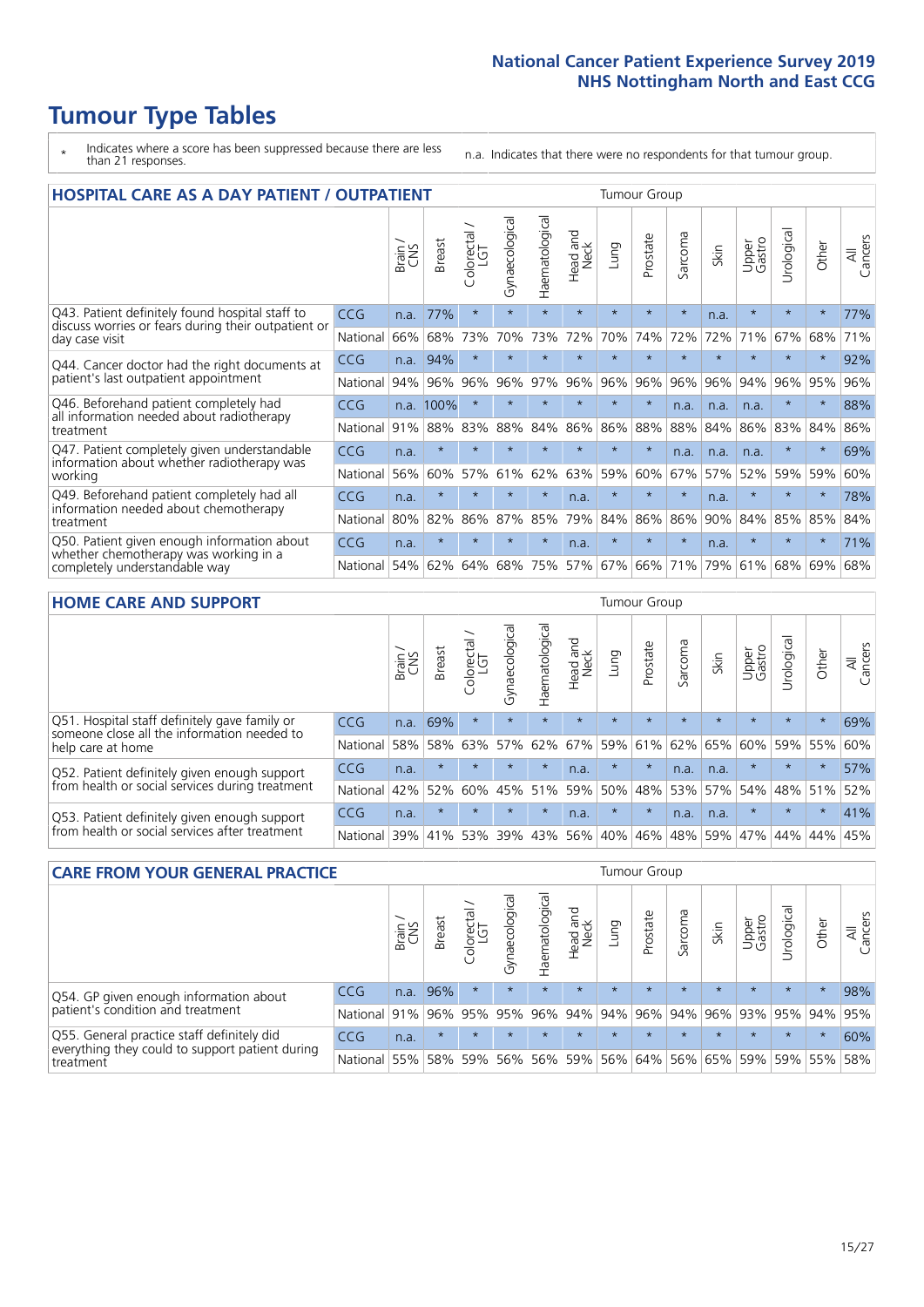# Tumour Type Tables

\* Indicates where a score has been suppressed because there are less than 21 responses.

n.a. Indicates that there were no respondents for that tumour group.

## HOSPITAL CARE AS A DAY PATIENT / OUTPATIENT

| | | Brain / CNS | Breast | Colorectal / LGT | Gynaecological | Haematological | Head and Neck | Lung | Prostate | Sarcoma | Skin | Upper Gastro | Urological | Other | All Cancers |
|---|---|---|---|---|---|---|---|---|---|---|---|---|---|---|---|
| Q43. Patient definitely found hospital staff to discuss worries or fears during their outpatient or day case visit | CCG | n.a. | 77% | * | * | * | * | * | * | * | n.a. | * | * | * | 77% |
| | National | 66% | 68% | 73% | 70% | 73% | 72% | 70% | 74% | 72% | 72% | 71% | 67% | 68% | 71% |
| Q44. Cancer doctor had the right documents at patient's last outpatient appointment | CCG | n.a. | 94% | * | * | * | * | * | * | * | * | * | * | * | 92% |
| | National | 94% | 96% | 96% | 96% | 97% | 96% | 96% | 96% | 96% | 96% | 94% | 96% | 95% | 96% |
| Q46. Beforehand patient completely had all information needed about radiotherapy treatment | CCG | n.a. | 100% | * | * | * | * | * | * | n.a. | n.a. | n.a. | * | * | 88% |
| | National | 91% | 88% | 83% | 88% | 84% | 86% | 86% | 88% | 88% | 84% | 86% | 83% | 84% | 86% |
| Q47. Patient completely given understandable information about whether radiotherapy was working | CCG | n.a. | * | * | * | * | * | * | * | n.a. | n.a. | n.a. | * | * | 69% |
| | National | 56% | 60% | 57% | 61% | 62% | 63% | 59% | 60% | 67% | 57% | 52% | 59% | 59% | 60% |
| Q49. Beforehand patient completely had all information needed about chemotherapy treatment | CCG | n.a. | * | * | * | * | n.a. | * | * | * | n.a. | * | * | * | 78% |
| | National | 80% | 82% | 86% | 87% | 85% | 79% | 84% | 86% | 86% | 90% | 84% | 85% | 85% | 84% |
| Q50. Patient given enough information about whether chemotherapy was working in a completely understandable way | CCG | n.a. | * | * | * | * | n.a. | * | * | * | n.a. | * | * | * | 71% |
| | National | 54% | 62% | 64% | 68% | 75% | 57% | 67% | 66% | 71% | 79% | 61% | 68% | 69% | 68% |

## HOME CARE AND SUPPORT

| | | Brain / CNS | Breast | Colorectal / LGT | Gynaecological | Haematological | Head and Neck | Lung | Prostate | Sarcoma | Skin | Upper Gastro | Urological | Other | All Cancers |
|---|---|---|---|---|---|---|---|---|---|---|---|---|---|---|---|
| Q51. Hospital staff definitely gave family or someone close all the information needed to help care at home | CCG | n.a. | 69% | * | * | * | * | * | * | * | * | * | * | * | 69% |
| | National | 58% | 58% | 63% | 57% | 62% | 67% | 59% | 61% | 62% | 65% | 60% | 59% | 55% | 60% |
| Q52. Patient definitely given enough support from health or social services during treatment | CCG | n.a. | * | * | * | * | n.a. | * | * | n.a. | n.a. | * | * | * | 57% |
| | National | 42% | 52% | 60% | 45% | 51% | 59% | 50% | 48% | 53% | 57% | 54% | 48% | 51% | 52% |
| Q53. Patient definitely given enough support from health or social services after treatment | CCG | n.a. | * | * | * | * | n.a. | * | * | n.a. | n.a. | * | * | * | 41% |
| | National | 39% | 41% | 53% | 39% | 43% | 56% | 40% | 46% | 48% | 59% | 47% | 44% | 44% | 45% |

## CARE FROM YOUR GENERAL PRACTICE

| | | Brain / CNS | Breast | Colorectal / LGT | Gynaecological | Haematological | Head and Neck | Lung | Prostate | Sarcoma | Skin | Upper Gastro | Urological | Other | All Cancers |
|---|---|---|---|---|---|---|---|---|---|---|---|---|---|---|---|
| Q54. GP given enough information about patient's condition and treatment | CCG | n.a. | 96% | * | * | * | * | * | * | * | * | * | * | * | 98% |
| | National | 91% | 96% | 95% | 95% | 96% | 94% | 94% | 96% | 94% | 96% | 93% | 95% | 94% | 95% |
| Q55. General practice staff definitely did everything they could to support patient during treatment | CCG | n.a. | * | * | * | * | * | * | * | * | * | * | * | * | 60% |
| | National | 55% | 58% | 59% | 56% | 56% | 59% | 56% | 64% | 56% | 65% | 59% | 59% | 55% | 58% |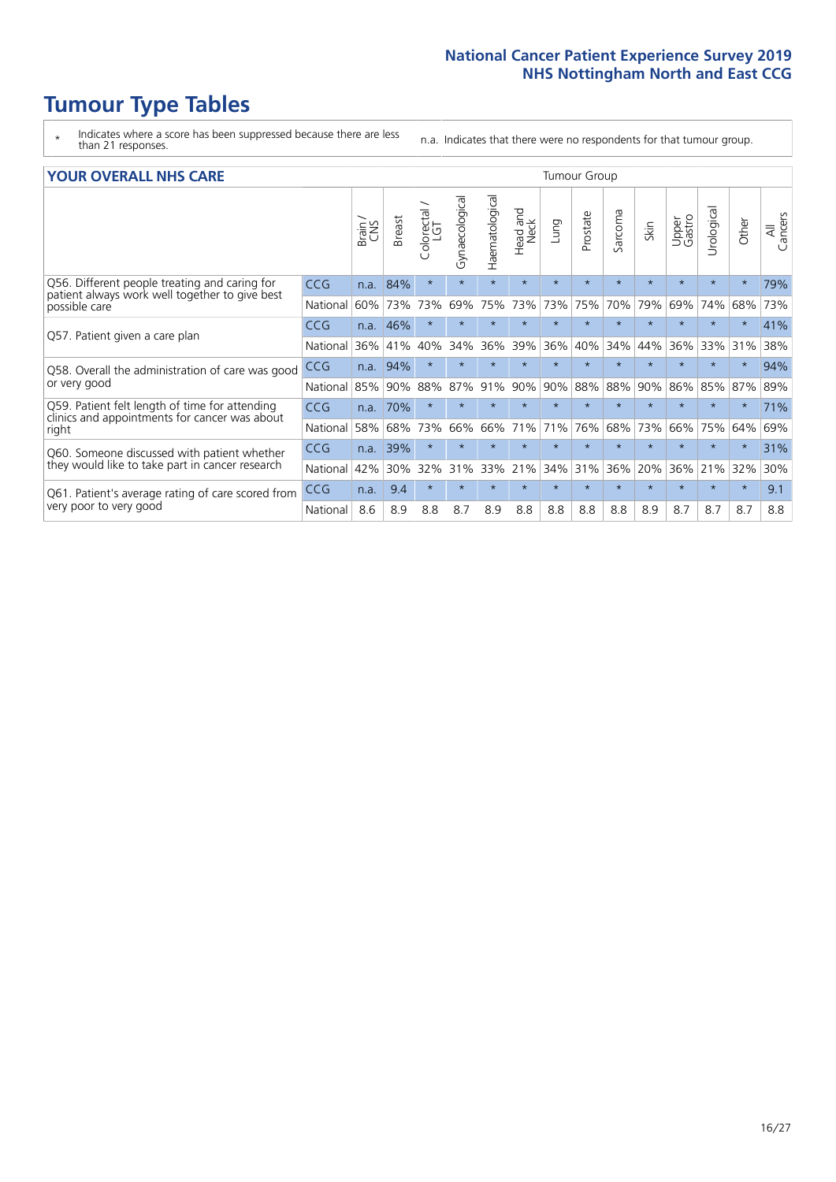# Tumour Type Tables

\* Indicates where a score has been suppressed because there are less than 21 responses.

n.a. Indicates that there were no respondents for that tumour group.

## YOUR OVERALL NHS CARE

| | | Brain / CNS | Breast | Colorectal / LGT | Gynaecological | Haematological | Head and Neck | Lung | Prostate | Sarcoma | Skin | Upper Gastro | Urological | Other | All Cancers |
|---|---|---|---|---|---|---|---|---|---|---|---|---|---|---|---|
| | | Tumour Group | | | | | | | | | | | | | |
| Q56. Different people treating and caring for patient always work well together to give best possible care | CCG | n.a. | 84% | * | * | * | * | * | * | * | * | * | * | * | 79% |
| | National | 60% | 73% | 73% | 69% | 75% | 73% | 73% | 75% | 70% | 79% | 69% | 74% | 68% | 73% |
| Q57. Patient given a care plan | CCG | n.a. | 46% | * | * | * | * | * | * | * | * | * | * | * | 41% |
| | National | 36% | 41% | 40% | 34% | 36% | 39% | 36% | 40% | 34% | 44% | 36% | 33% | 31% | 38% |
| Q58. Overall the administration of care was good or very good | CCG | n.a. | 94% | * | * | * | * | * | * | * | * | * | * | * | 94% |
| | National | 85% | 90% | 88% | 87% | 91% | 90% | 90% | 88% | 88% | 90% | 86% | 85% | 87% | 89% |
| Q59. Patient felt length of time for attending clinics and appointments for cancer was about right | CCG | n.a. | 70% | * | * | * | * | * | * | * | * | * | * | * | 71% |
| | National | 58% | 68% | 73% | 66% | 66% | 71% | 71% | 76% | 68% | 73% | 66% | 75% | 64% | 69% |
| Q60. Someone discussed with patient whether they would like to take part in cancer research | CCG | n.a. | 39% | * | * | * | * | * | * | * | * | * | * | * | 31% |
| | National | 42% | 30% | 32% | 31% | 33% | 21% | 34% | 31% | 36% | 20% | 36% | 21% | 32% | 30% |
| Q61. Patient's average rating of care scored from very poor to very good | CCG | n.a. | 9.4 | * | * | * | * | * | * | * | * | * | * | * | 9.1 |
| | National | 8.6 | 8.9 | 8.8 | 8.7 | 8.9 | 8.8 | 8.8 | 8.8 | 8.8 | 8.9 | 8.7 | 8.7 | 8.7 | 8.8 |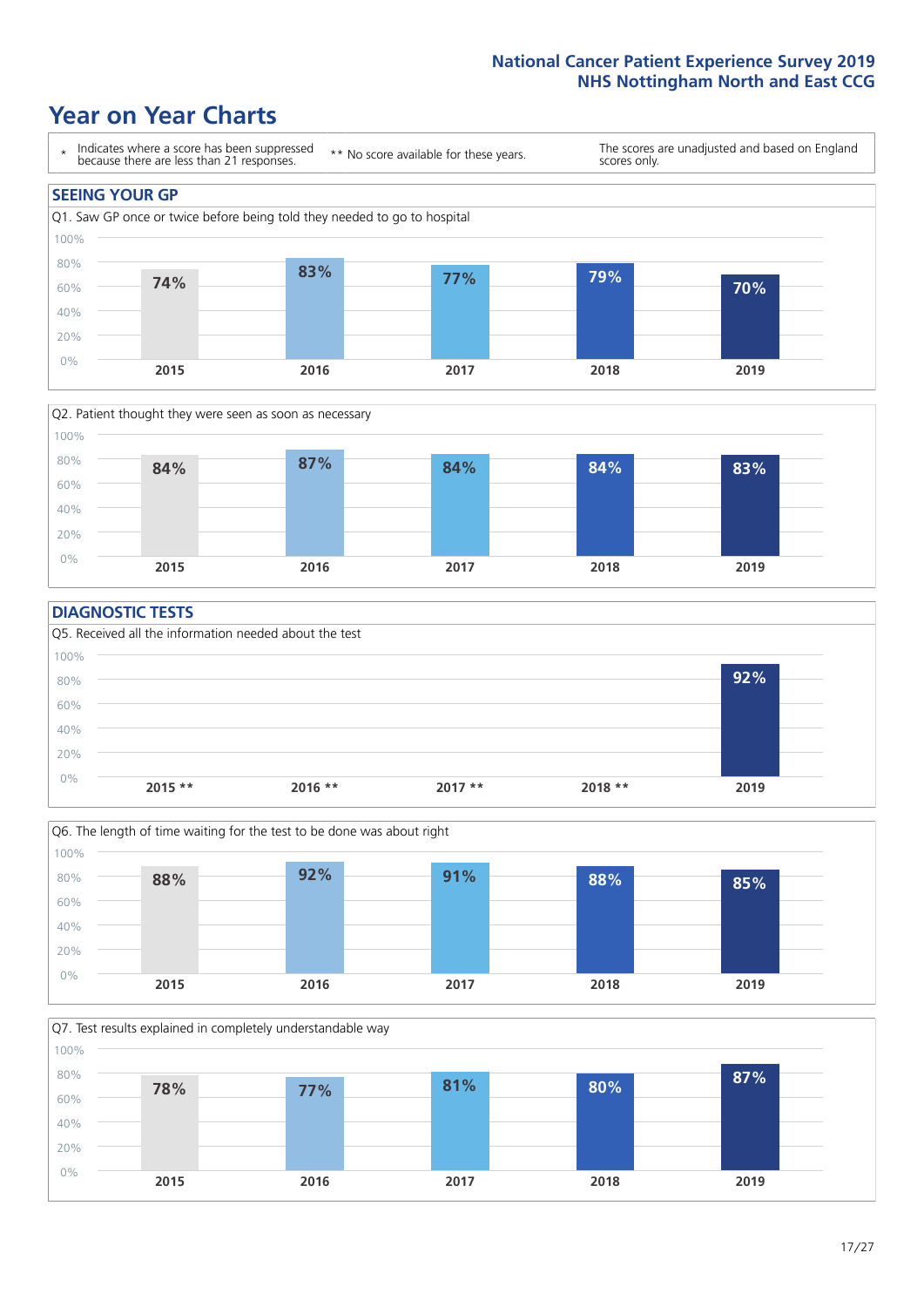# Year on Year Charts

\* Indicates where a score has been suppressed because there are less than 21 responses.

\*\* No score available for these years.

The scores are unadjusted and based on England scores only.

## SEEING YOUR GP

Q1. Saw GP once or twice before being told they needed to go to hospital

| 2015 | 2016 | 2017 | 2018 | 2019 |
|---|---|---|---|---|
| 74% | 83% | 77% | 79% | 70% |

Q2. Patient thought they were seen as soon as necessary

| 2015 | 2016 | 2017 | 2018 | 2019 |
|---|---|---|---|---|
| 84% | 87% | 84% | 84% | 83% |

## DIAGNOSTIC TESTS

Q5. Received all the information needed about the test

| 2015 ** | 2016 ** | 2017 ** | 2018 ** | 2019 |
|---|---|---|---|---|
| | | | | 92% |

Q6. The length of time waiting for the test to be done was about right

| 2015 | 2016 | 2017 | 2018 | 2019 |
|---|---|---|---|---|
| 88% | 92% | 91% | 88% | 85% |

Q7. Test results explained in completely understandable way

| 2015 | 2016 | 2017 | 2018 | 2019 |
|---|---|---|---|---|
| 78% | 77% | 81% | 80% | 87% |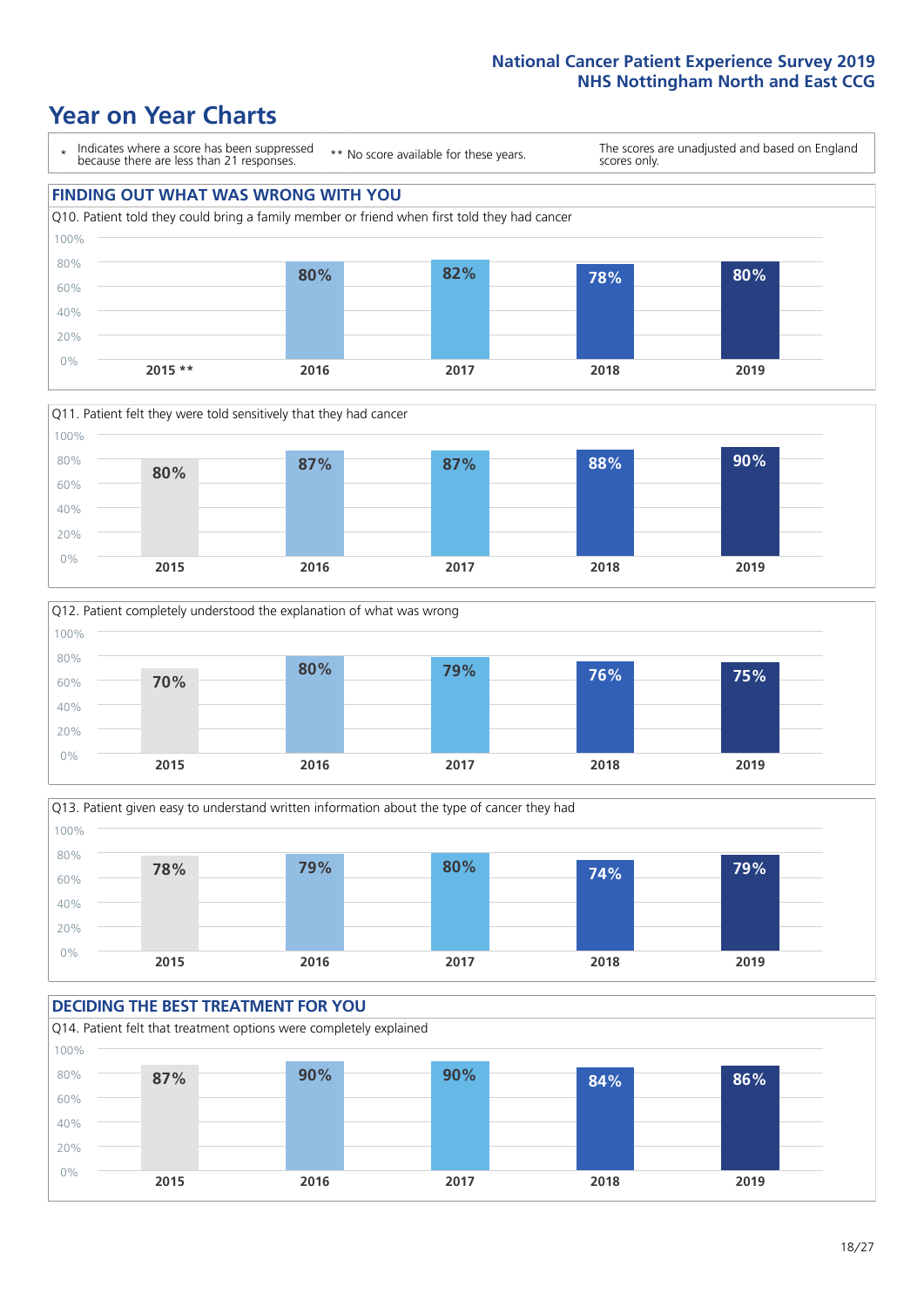# Year on Year Charts

\* Indicates where a score has been suppressed because there are less than 21 responses.

** No score available for these years.

The scores are unadjusted and based on England scores only.

## FINDING OUT WHAT WAS WRONG WITH YOU

Q10. Patient told they could bring a family member or friend when first told they had cancer

| 2015 ** | 2016 | 2017 | 2018 | 2019 |
|---|---|---|---|---|
| | 80% | 82% | 78% | 80% |

Q11. Patient felt they were told sensitively that they had cancer

| 2015 | 2016 | 2017 | 2018 | 2019 |
|---|---|---|---|---|
| 80% | 87% | 87% | 88% | 90% |

Q12. Patient completely understood the explanation of what was wrong

| 2015 | 2016 | 2017 | 2018 | 2019 |
|---|---|---|---|---|
| 70% | 80% | 79% | 76% | 75% |

Q13. Patient given easy to understand written information about the type of cancer they had

| 2015 | 2016 | 2017 | 2018 | 2019 |
|---|---|---|---|---|
| 78% | 79% | 80% | 74% | 79% |

## DECIDING THE BEST TREATMENT FOR YOU

Q14. Patient felt that treatment options were completely explained

| 2015 | 2016 | 2017 | 2018 | 2019 |
|---|---|---|---|---|
| 87% | 90% | 90% | 84% | 86% |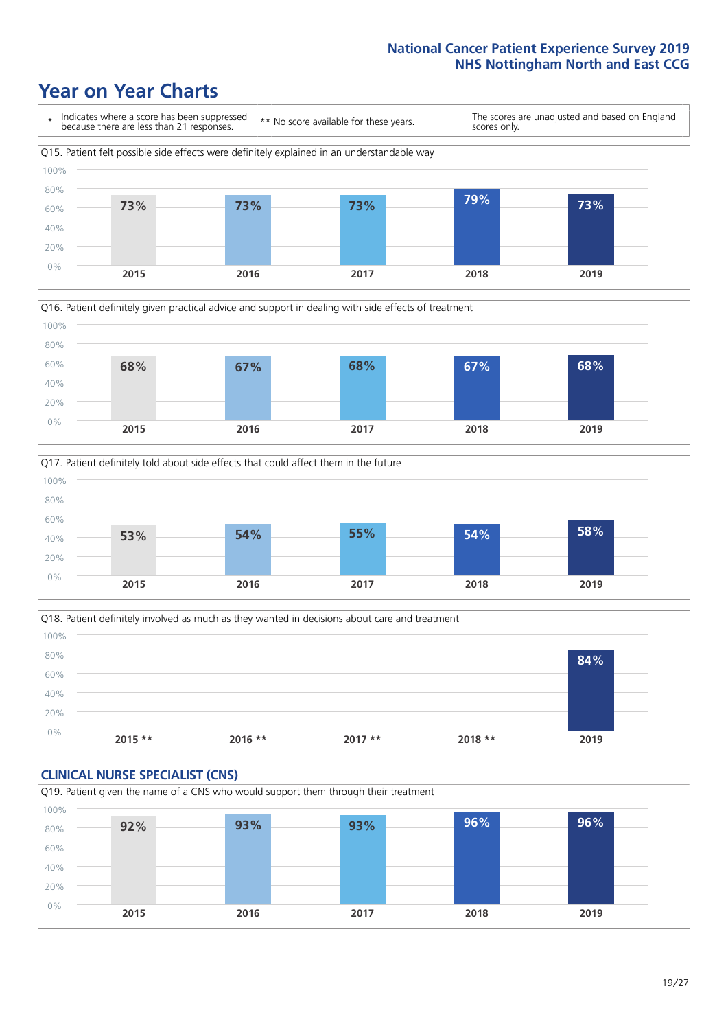## Year on Year Charts

\* Indicates where a score has been suppressed because there are less than 21 responses. ** No score available for these years. The scores are unadjusted and based on England scores only.

Q15. Patient felt possible side effects were definitely explained in an understandable way

| 2015 | 2016 | 2017 | 2018 | 2019 |
|---|---|---|---|---|
| 73% | 73% | 73% | 79% | 73% |

Q16. Patient definitely given practical advice and support in dealing with side effects of treatment

| 2015 | 2016 | 2017 | 2018 | 2019 |
|---|---|---|---|---|
| 68% | 67% | 68% | 67% | 68% |

Q17. Patient definitely told about side effects that could affect them in the future

| 2015 | 2016 | 2017 | 2018 | 2019 |
|---|---|---|---|---|
| 53% | 54% | 55% | 54% | 58% |

Q18. Patient definitely involved as much as they wanted in decisions about care and treatment

| 2015 ** | 2016 ** | 2017 ** | 2018 ** | 2019 |
|---|---|---|---|---|
| | | | | 84% |

### CLINICAL NURSE SPECIALIST (CNS)

Q19. Patient given the name of a CNS who would support them through their treatment

| 2015 | 2016 | 2017 | 2018 | 2019 |
|---|---|---|---|---|
| 92% | 93% | 93% | 96% | 96% |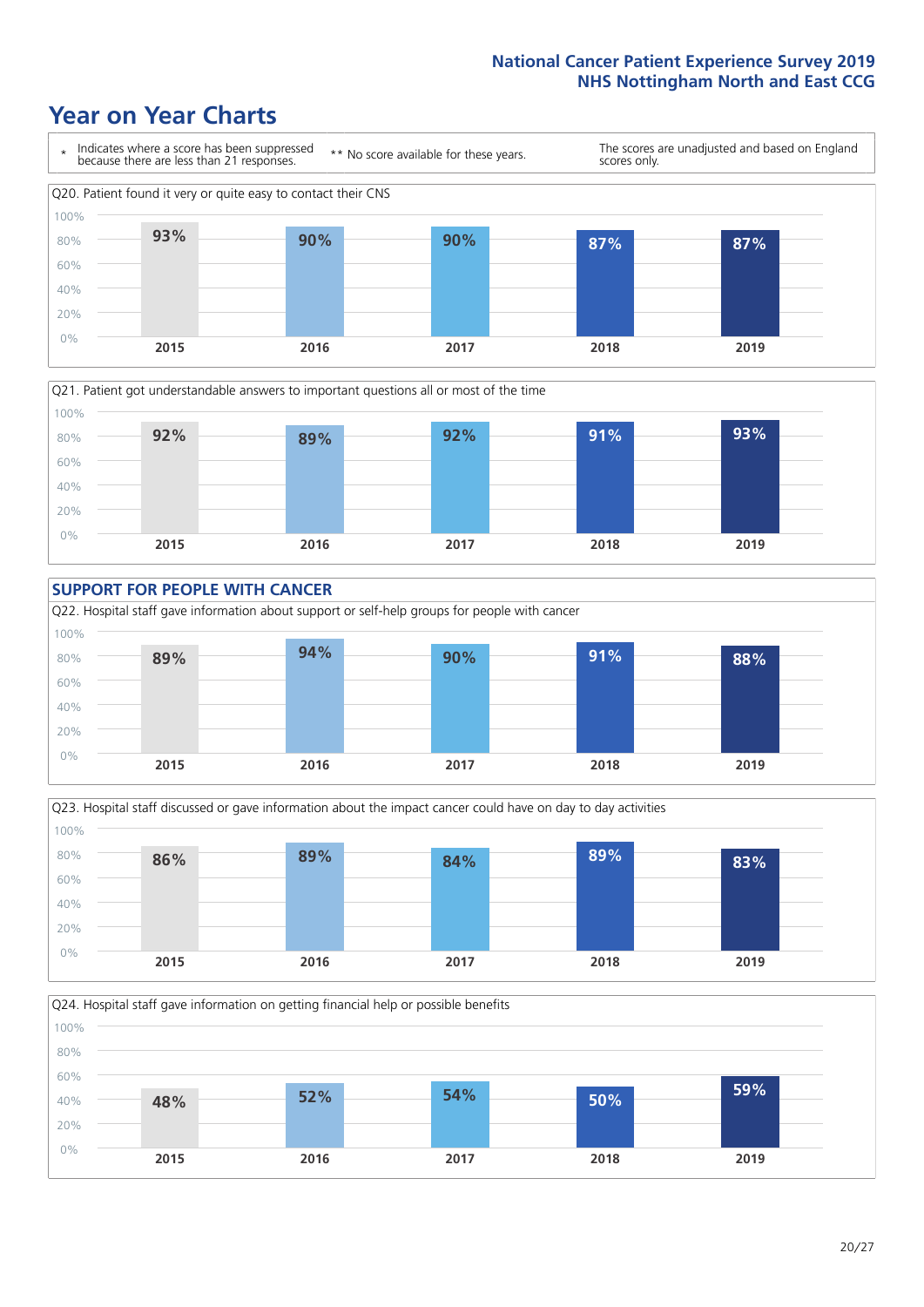# Year on Year Charts

\* Indicates where a score has been suppressed because there are less than 21 responses.

** No score available for these years.

The scores are unadjusted and based on England scores only.

Q20. Patient found it very or quite easy to contact their CNS

| 2015 | 2016 | 2017 | 2018 | 2019 |
|---|---|---|---|---|
| 93% | 90% | 90% | 87% | 87% |

Q21. Patient got understandable answers to important questions all or most of the time

| 2015 | 2016 | 2017 | 2018 | 2019 |
|---|---|---|---|---|
| 92% | 89% | 92% | 91% | 93% |

## SUPPORT FOR PEOPLE WITH CANCER

Q22. Hospital staff gave information about support or self-help groups for people with cancer

| 2015 | 2016 | 2017 | 2018 | 2019 |
|---|---|---|---|---|
| 89% | 94% | 90% | 91% | 88% |

Q23. Hospital staff discussed or gave information about the impact cancer could have on day to day activities

| 2015 | 2016 | 2017 | 2018 | 2019 |
|---|---|---|---|---|
| 86% | 89% | 84% | 89% | 83% |

Q24. Hospital staff gave information on getting financial help or possible benefits

| 2015 | 2016 | 2017 | 2018 | 2019 |
|---|---|---|---|---|
| 48% | 52% | 54% | 50% | 59% |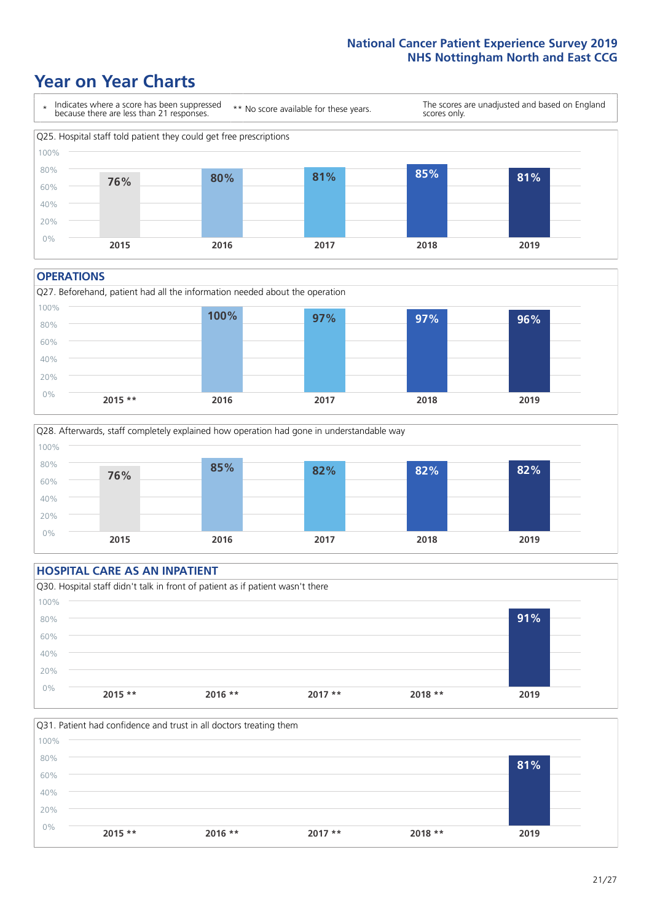# Year on Year Charts

\* Indicates where a score has been suppressed because there are less than 21 responses.

\*\* No score available for these years.

The scores are unadjusted and based on England scores only.

Q25. Hospital staff told patient they could get free prescriptions

| 2015 | 2016 | 2017 | 2018 | 2019 |
|---|---|---|---|---|
| 76% | 80% | 81% | 85% | 81% |

## OPERATIONS

Q27. Beforehand, patient had all the information needed about the operation

| 2015 ** | 2016 | 2017 | 2018 | 2019 |
|---|---|---|---|---|
| | 100% | 97% | 97% | 96% |

Q28. Afterwards, staff completely explained how operation had gone in understandable way

| 2015 | 2016 | 2017 | 2018 | 2019 |
|---|---|---|---|---|
| 76% | 85% | 82% | 82% | 82% |

## HOSPITAL CARE AS AN INPATIENT

Q30. Hospital staff didn't talk in front of patient as if patient wasn't there

| 2015 ** | 2016 ** | 2017 ** | 2018 ** | 2019 |
|---|---|---|---|---|
| | | | | 91% |

Q31. Patient had confidence and trust in all doctors treating them

| 2015 ** | 2016 ** | 2017 ** | 2018 ** | 2019 |
|---|---|---|---|---|
| | | | | 81% |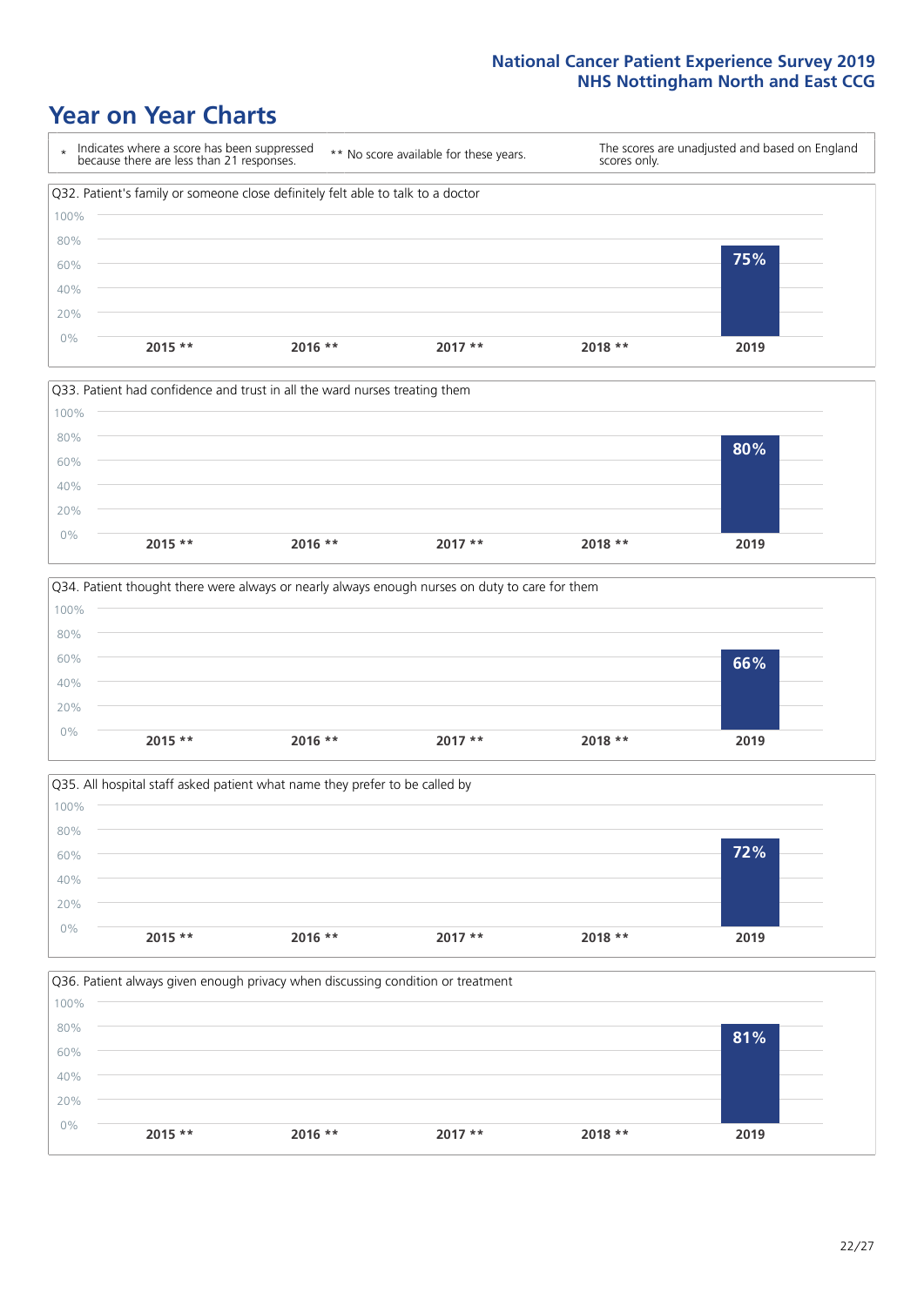# Year on Year Charts

\* Indicates where a score has been suppressed because there are less than 21 responses.

** No score available for these years.

The scores are unadjusted and based on England scores only.

Q32. Patient's family or someone close definitely felt able to talk to a doctor

| 2015 ** | 2016 ** | 2017 ** | 2018 ** | 2019 |
|---|---|---|---|---|
| | | | | 75% |

Q33. Patient had confidence and trust in all the ward nurses treating them

| 2015 ** | 2016 ** | 2017 ** | 2018 ** | 2019 |
|---|---|---|---|---|
| | | | | 80% |

Q34. Patient thought there were always or nearly always enough nurses on duty to care for them

| 2015 ** | 2016 ** | 2017 ** | 2018 ** | 2019 |
|---|---|---|---|---|
| | | | | 66% |

Q35. All hospital staff asked patient what name they prefer to be called by

| 2015 ** | 2016 ** | 2017 ** | 2018 ** | 2019 |
|---|---|---|---|---|
| | | | | 72% |

Q36. Patient always given enough privacy when discussing condition or treatment

| 2015 ** | 2016 ** | 2017 ** | 2018 ** | 2019 |
|---|---|---|---|---|
| | | | | 81% |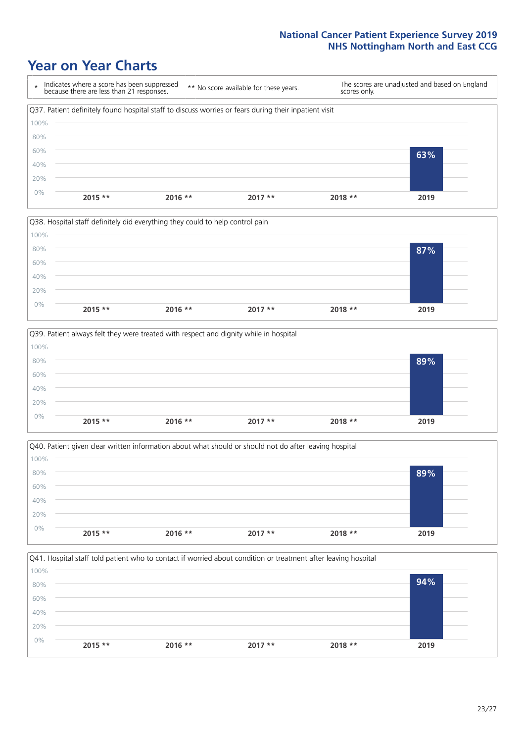## Year on Year Charts

| * Indicates where a score has been suppressed because there are less than 21 responses. | ** No score available for these years. | The scores are unadjusted and based on England scores only. |
|---|---|---|

Q37. Patient definitely found hospital staff to discuss worries or fears during their inpatient visit

| 2015 ** | 2016 ** | 2017 ** | 2018 ** | 2019 |
|---|---|---|---|---|
| | | | | 63% |

Q38. Hospital staff definitely did everything they could to help control pain

| 2015 ** | 2016 ** | 2017 ** | 2018 ** | 2019 |
|---|---|---|---|---|
| | | | | 87% |

Q39. Patient always felt they were treated with respect and dignity while in hospital

| 2015 ** | 2016 ** | 2017 ** | 2018 ** | 2019 |
|---|---|---|---|---|
| | | | | 89% |

Q40. Patient given clear written information about what should or should not do after leaving hospital

| 2015 ** | 2016 ** | 2017 ** | 2018 ** | 2019 |
|---|---|---|---|---|
| | | | | 89% |

Q41. Hospital staff told patient who to contact if worried about condition or treatment after leaving hospital

| 2015 ** | 2016 ** | 2017 ** | 2018 ** | 2019 |
|---|---|---|---|---|
| | | | | 94% |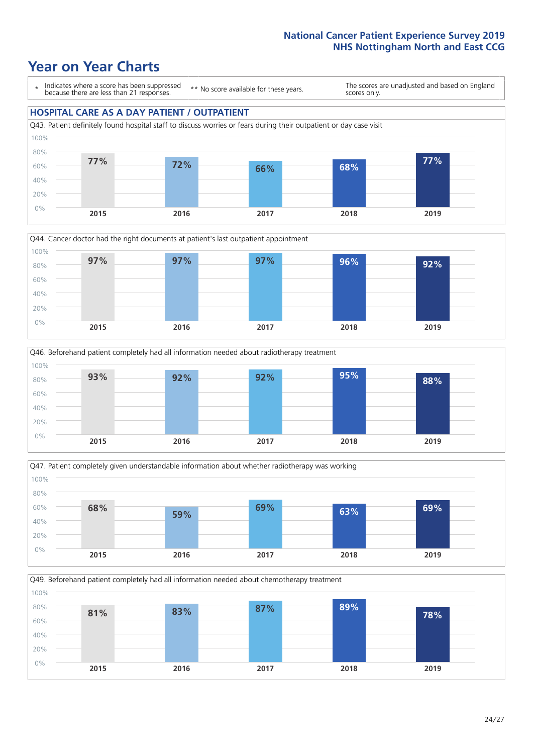# Year on Year Charts

\* Indicates where a score has been suppressed because there are less than 21 responses.

\*\* No score available for these years.

The scores are unadjusted and based on England scores only.

## HOSPITAL CARE AS A DAY PATIENT / OUTPATIENT

Q43. Patient definitely found hospital staff to discuss worries or fears during their outpatient or day case visit

| 2015 | 2016 | 2017 | 2018 | 2019 |
|---|---|---|---|---|
| 77% | 72% | 66% | 68% | 77% |

Q44. Cancer doctor had the right documents at patient's last outpatient appointment

| 2015 | 2016 | 2017 | 2018 | 2019 |
|---|---|---|---|---|
| 97% | 97% | 97% | 96% | 92% |

Q46. Beforehand patient completely had all information needed about radiotherapy treatment

| 2015 | 2016 | 2017 | 2018 | 2019 |
|---|---|---|---|---|
| 93% | 92% | 92% | 95% | 88% |

Q47. Patient completely given understandable information about whether radiotherapy was working

| 2015 | 2016 | 2017 | 2018 | 2019 |
|---|---|---|---|---|
| 68% | 59% | 69% | 63% | 69% |

Q49. Beforehand patient completely had all information needed about chemotherapy treatment

| 2015 | 2016 | 2017 | 2018 | 2019 |
|---|---|---|---|---|
| 81% | 83% | 87% | 89% | 78% |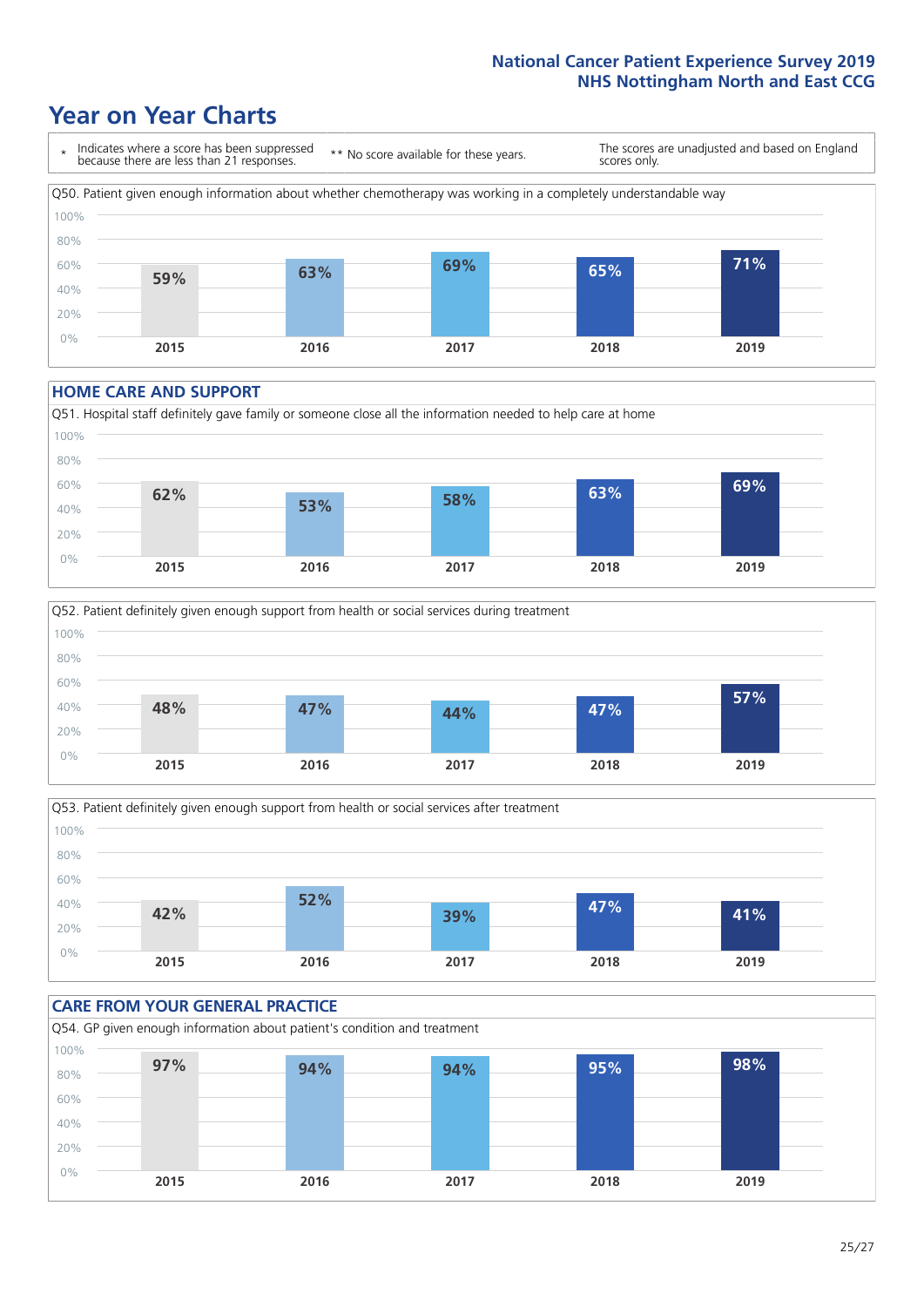# Year on Year Charts

\* Indicates where a score has been suppressed because there are less than 21 responses.

** No score available for these years.

The scores are unadjusted and based on England scores only.

Q50. Patient given enough information about whether chemotherapy was working in a completely understandable way

| 2015 | 2016 | 2017 | 2018 | 2019 |
|---|---|---|---|---|
| 59% | 63% | 69% | 65% | 71% |

## HOME CARE AND SUPPORT

Q51. Hospital staff definitely gave family or someone close all the information needed to help care at home

| 2015 | 2016 | 2017 | 2018 | 2019 |
|---|---|---|---|---|
| 62% | 53% | 58% | 63% | 69% |

Q52. Patient definitely given enough support from health or social services during treatment

| 2015 | 2016 | 2017 | 2018 | 2019 |
|---|---|---|---|---|
| 48% | 47% | 44% | 47% | 57% |

Q53. Patient definitely given enough support from health or social services after treatment

| 2015 | 2016 | 2017 | 2018 | 2019 |
|---|---|---|---|---|
| 42% | 52% | 39% | 47% | 41% |

## CARE FROM YOUR GENERAL PRACTICE

Q54. GP given enough information about patient's condition and treatment

| 2015 | 2016 | 2017 | 2018 | 2019 |
|---|---|---|---|---|
| 97% | 94% | 94% | 95% | 98% |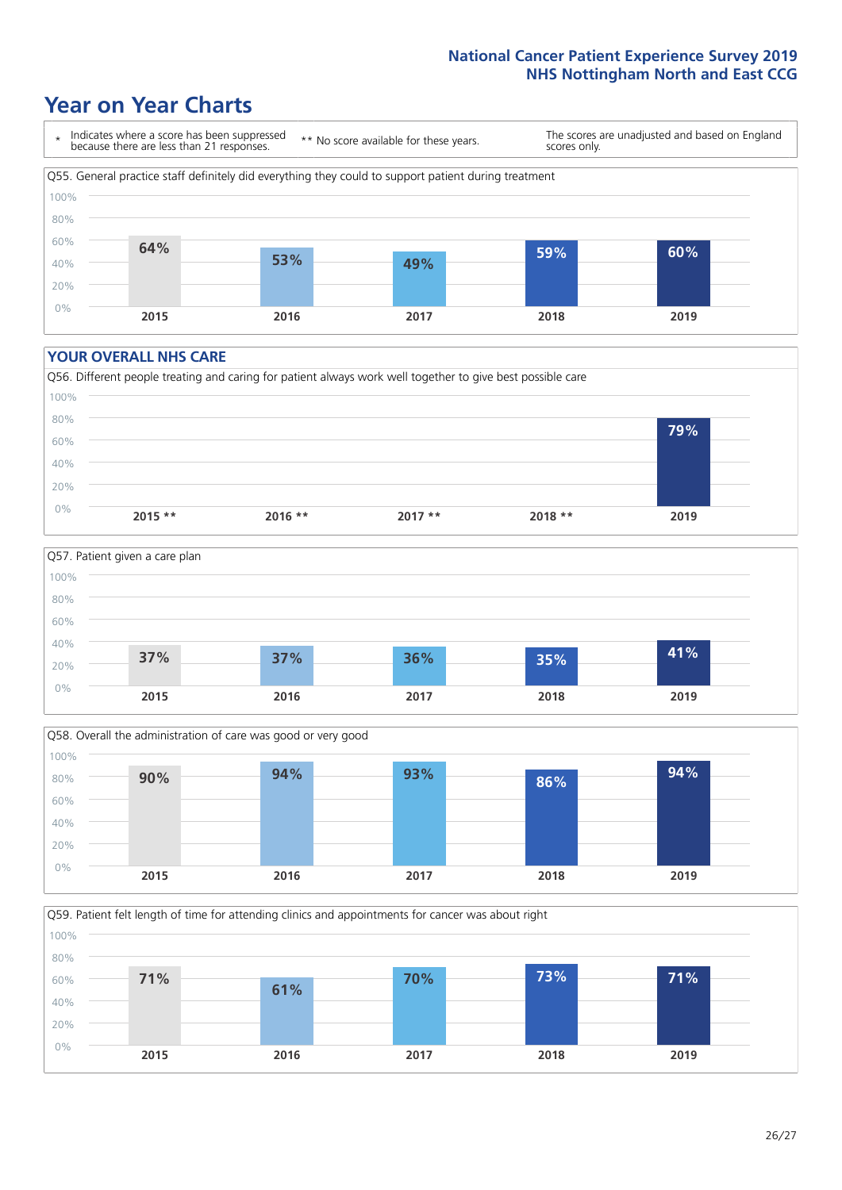# Year on Year Charts

\* Indicates where a score has been suppressed because there are less than 21 responses.

** No score available for these years.

The scores are unadjusted and based on England scores only.

Q55. General practice staff definitely did everything they could to support patient during treatment

| 2015 | 2016 | 2017 | 2018 | 2019 |
|---|---|---|---|---|
| 64% | 53% | 49% | 59% | 60% |

## YOUR OVERALL NHS CARE

Q56. Different people treating and caring for patient always work well together to give best possible care

| 2015 ** | 2016 ** | 2017 ** | 2018 ** | 2019 |
|---|---|---|---|---|
| | | | | 79% |

Q57. Patient given a care plan

| 2015 | 2016 | 2017 | 2018 | 2019 |
|---|---|---|---|---|
| 37% | 37% | 36% | 35% | 41% |

Q58. Overall the administration of care was good or very good

| 2015 | 2016 | 2017 | 2018 | 2019 |
|---|---|---|---|---|
| 90% | 94% | 93% | 86% | 94% |

Q59. Patient felt length of time for attending clinics and appointments for cancer was about right

| 2015 | 2016 | 2017 | 2018 | 2019 |
|---|---|---|---|---|
| 71% | 61% | 70% | 73% | 71% |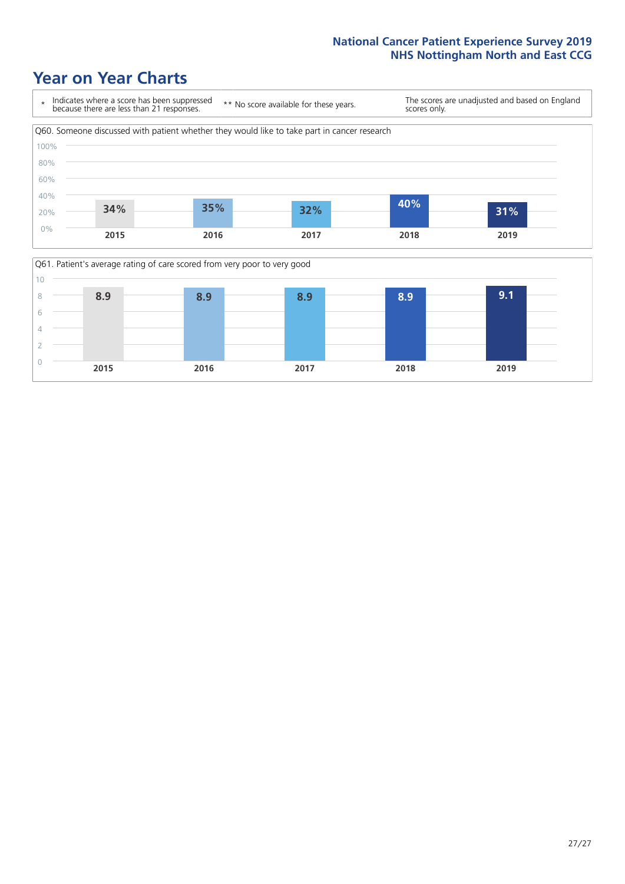# Year on Year Charts

\* Indicates where a score has been suppressed because there are less than 21 responses.

** No score available for these years.

The scores are unadjusted and based on England scores only.

Q60. Someone discussed with patient whether they would like to take part in cancer research

100%
80%
60%
40%
20%
0%

34% 35% 32% 40% 31%

2015 2016 2017 2018 2019

Q61. Patient's average rating of care scored from very poor to very good

10
8
6
4
2
0

8.9 8.9 8.9 8.9 9.1

2015 2016 2017 2018 2019